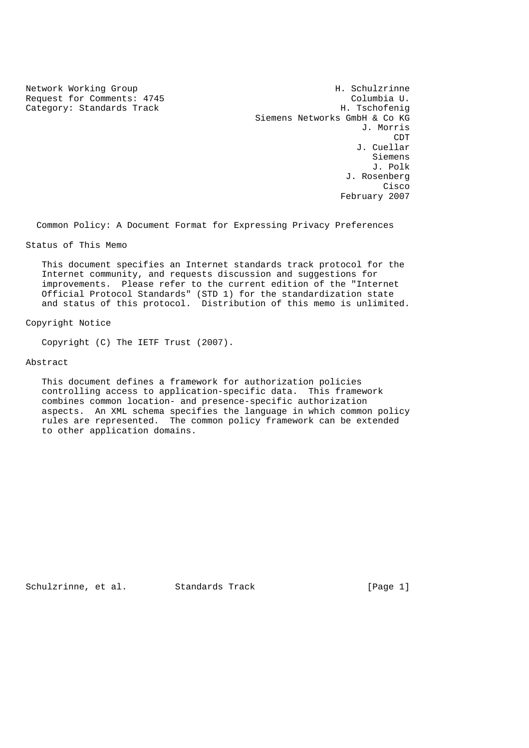Network Working Group H. Schulzrinne
Request for Comments: 4745 Columbia U.
Category: Standards Track H. Tschofenig
Siemens Networks GmbH & Co KG
J. Morris
CDT
J. Cuellar
Siemens
J. Polk
J. Rosenberg
Cisco
February 2007

# Common Policy: A Document Format for Expressing Privacy Preferences

## Status of This Memo

This document specifies an Internet standards track protocol for the Internet community, and requests discussion and suggestions for improvements. Please refer to the current edition of the "Internet Official Protocol Standards" (STD 1) for the standardization state and status of this protocol. Distribution of this memo is unlimited.

## Copyright Notice

Copyright (C) The IETF Trust (2007).

## Abstract

This document defines a framework for authorization policies controlling access to application-specific data. This framework combines common location- and presence-specific authorization aspects. An XML schema specifies the language in which common policy rules are represented. The common policy framework can be extended to other application domains.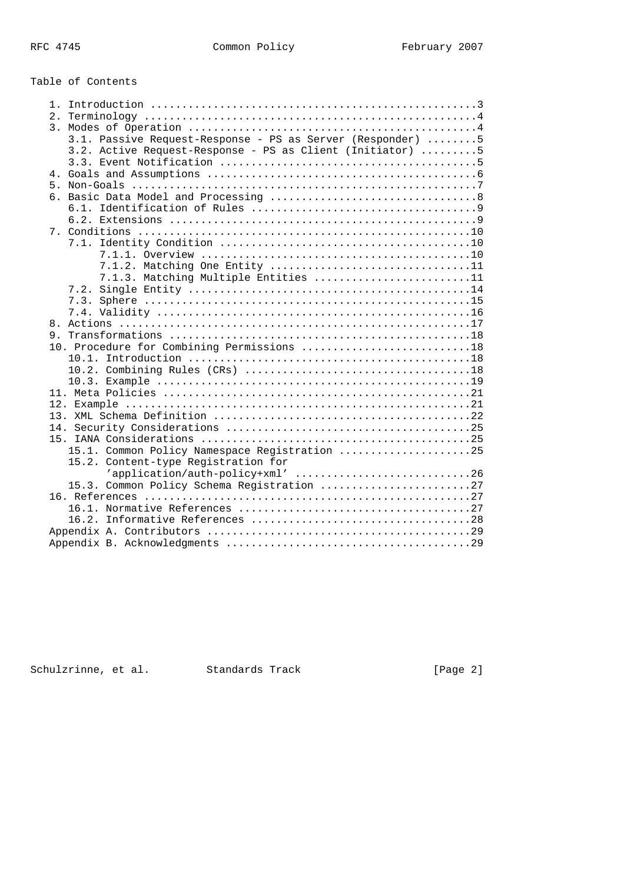Table of Contents

```
   1. Introduction ....................................................3
   2. Terminology .....................................................4
   3. Modes of Operation ..............................................4
      3.1. Passive Request-Response - PS as Server (Responder) ........5
      3.2. Active Request-Response - PS as Client (Initiator) .........5
      3.3. Event Notification .........................................5
   4. Goals and Assumptions ...........................................6
   5. Non-Goals .......................................................7
   6. Basic Data Model and Processing .................................8
      6.1. Identification of Rules ....................................9
      6.2. Extensions .................................................9
   7. Conditions .....................................................10
      7.1. Identity Condition ........................................10
           7.1.1. Overview ...........................................10
           7.1.2. Matching One Entity ................................11
           7.1.3. Matching Multiple Entities .........................11
      7.2. Single Entity .............................................14
      7.3. Sphere ....................................................15
      7.4. Validity ..................................................16
   8. Actions ........................................................17
   9. Transformations ................................................18
   10. Procedure for Combining Permissions ...........................18
      10.1. Introduction .............................................18
      10.2. Combining Rules (CRs) ....................................18
      10.3. Example ..................................................19
   11. Meta Policies .................................................21
   12. Example .......................................................21
   13. XML Schema Definition .........................................22
   14. Security Considerations .......................................25
   15. IANA Considerations ...........................................25
      15.1. Common Policy Namespace Registration .....................25
      15.2. Content-type Registration for
            'application/auth-policy+xml' ............................26
      15.3. Common Policy Schema Registration ........................27
   16. References ....................................................27
      16.1. Normative References .....................................27
      16.2. Informative References ...................................28
   Appendix A. Contributors ..........................................29
   Appendix B. Acknowledgments .......................................29
```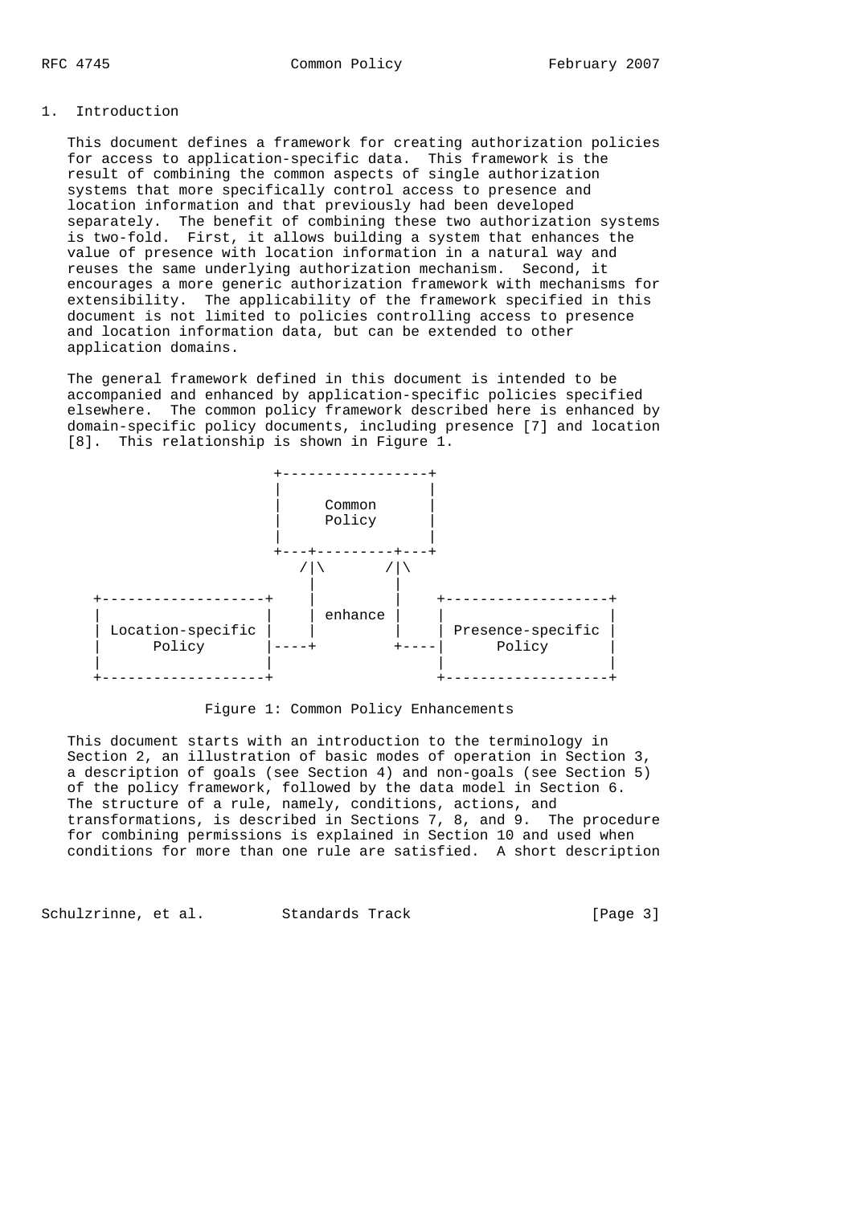## 1. Introduction

This document defines a framework for creating authorization policies for access to application-specific data. This framework is the result of combining the common aspects of single authorization systems that more specifically control access to presence and location information and that previously had been developed separately. The benefit of combining these two authorization systems is two-fold. First, it allows building a system that enhances the value of presence with location information in a natural way and reuses the same underlying authorization mechanism. Second, it encourages a more generic authorization framework with mechanisms for extensibility. The applicability of the framework specified in this document is not limited to policies controlling access to presence and location information data, but can be extended to other application domains.

The general framework defined in this document is intended to be accompanied and enhanced by application-specific policies specified elsewhere. The common policy framework described here is enhanced by domain-specific policy documents, including presence [7] and location [8]. This relationship is shown in Figure 1.

```
                    +-----------------+
                    |                 |
                    |     Common      |
                    |     Policy      |
                    |                 |
                    +---+---------+---+
                       /|\       /|\
                        |         |
+-------------------+   |         |    +-------------------+
|                   |   | enhance |    |                   |
| Location-specific |   |         |    | Presence-specific |
|      Policy       |----+         +----|      Policy       |
|                   |                   |                   |
+-------------------+                   +-------------------+
```

Figure 1: Common Policy Enhancements

This document starts with an introduction to the terminology in Section 2, an illustration of basic modes of operation in Section 3, a description of goals (see Section 4) and non-goals (see Section 5) of the policy framework, followed by the data model in Section 6. The structure of a rule, namely, conditions, actions, and transformations, is described in Sections 7, 8, and 9. The procedure for combining permissions is explained in Section 10 and used when conditions for more than one rule are satisfied. A short description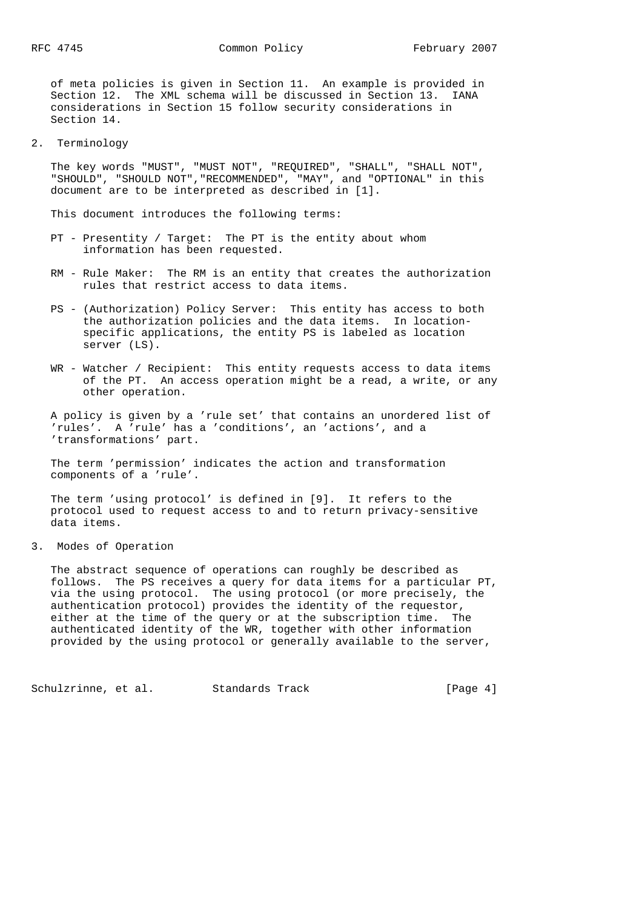of meta policies is given in Section 11. An example is provided in Section 12. The XML schema will be discussed in Section 13. IANA considerations in Section 15 follow security considerations in Section 14.

## 2. Terminology

The key words "MUST", "MUST NOT", "REQUIRED", "SHALL", "SHALL NOT", "SHOULD", "SHOULD NOT","RECOMMENDED", "MAY", and "OPTIONAL" in this document are to be interpreted as described in [1].

This document introduces the following terms:

- PT - Presentity / Target: The PT is the entity about whom information has been requested.

- RM - Rule Maker: The RM is an entity that creates the authorization rules that restrict access to data items.

- PS - (Authorization) Policy Server: This entity has access to both the authorization policies and the data items. In location-specific applications, the entity PS is labeled as location server (LS).

- WR - Watcher / Recipient: This entity requests access to data items of the PT. An access operation might be a read, a write, or any other operation.

A policy is given by a 'rule set' that contains an unordered list of 'rules'. A 'rule' has a 'conditions', an 'actions', and a 'transformations' part.

The term 'permission' indicates the action and transformation components of a 'rule'.

The term 'using protocol' is defined in [9]. It refers to the protocol used to request access to and to return privacy-sensitive data items.

## 3. Modes of Operation

The abstract sequence of operations can roughly be described as follows. The PS receives a query for data items for a particular PT, via the using protocol. The using protocol (or more precisely, the authentication protocol) provides the identity of the requestor, either at the time of the query or at the subscription time. The authenticated identity of the WR, together with other information provided by the using protocol or generally available to the server,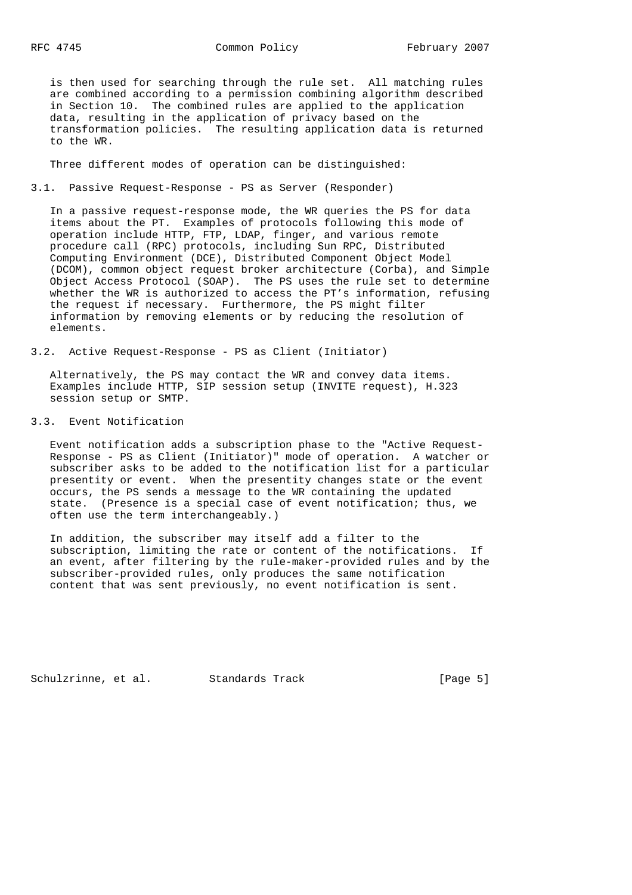is then used for searching through the rule set. All matching rules are combined according to a permission combining algorithm described in Section 10. The combined rules are applied to the application data, resulting in the application of privacy based on the transformation policies. The resulting application data is returned to the WR.

Three different modes of operation can be distinguished:

### 3.1. Passive Request-Response - PS as Server (Responder)

In a passive request-response mode, the WR queries the PS for data items about the PT. Examples of protocols following this mode of operation include HTTP, FTP, LDAP, finger, and various remote procedure call (RPC) protocols, including Sun RPC, Distributed Computing Environment (DCE), Distributed Component Object Model (DCOM), common object request broker architecture (Corba), and Simple Object Access Protocol (SOAP). The PS uses the rule set to determine whether the WR is authorized to access the PT's information, refusing the request if necessary. Furthermore, the PS might filter information by removing elements or by reducing the resolution of elements.

### 3.2. Active Request-Response - PS as Client (Initiator)

Alternatively, the PS may contact the WR and convey data items. Examples include HTTP, SIP session setup (INVITE request), H.323 session setup or SMTP.

### 3.3. Event Notification

Event notification adds a subscription phase to the "Active Request-Response - PS as Client (Initiator)" mode of operation. A watcher or subscriber asks to be added to the notification list for a particular presentity or event. When the presentity changes state or the event occurs, the PS sends a message to the WR containing the updated state. (Presence is a special case of event notification; thus, we often use the term interchangeably.)

In addition, the subscriber may itself add a filter to the subscription, limiting the rate or content of the notifications. If an event, after filtering by the rule-maker-provided rules and by the subscriber-provided rules, only produces the same notification content that was sent previously, no event notification is sent.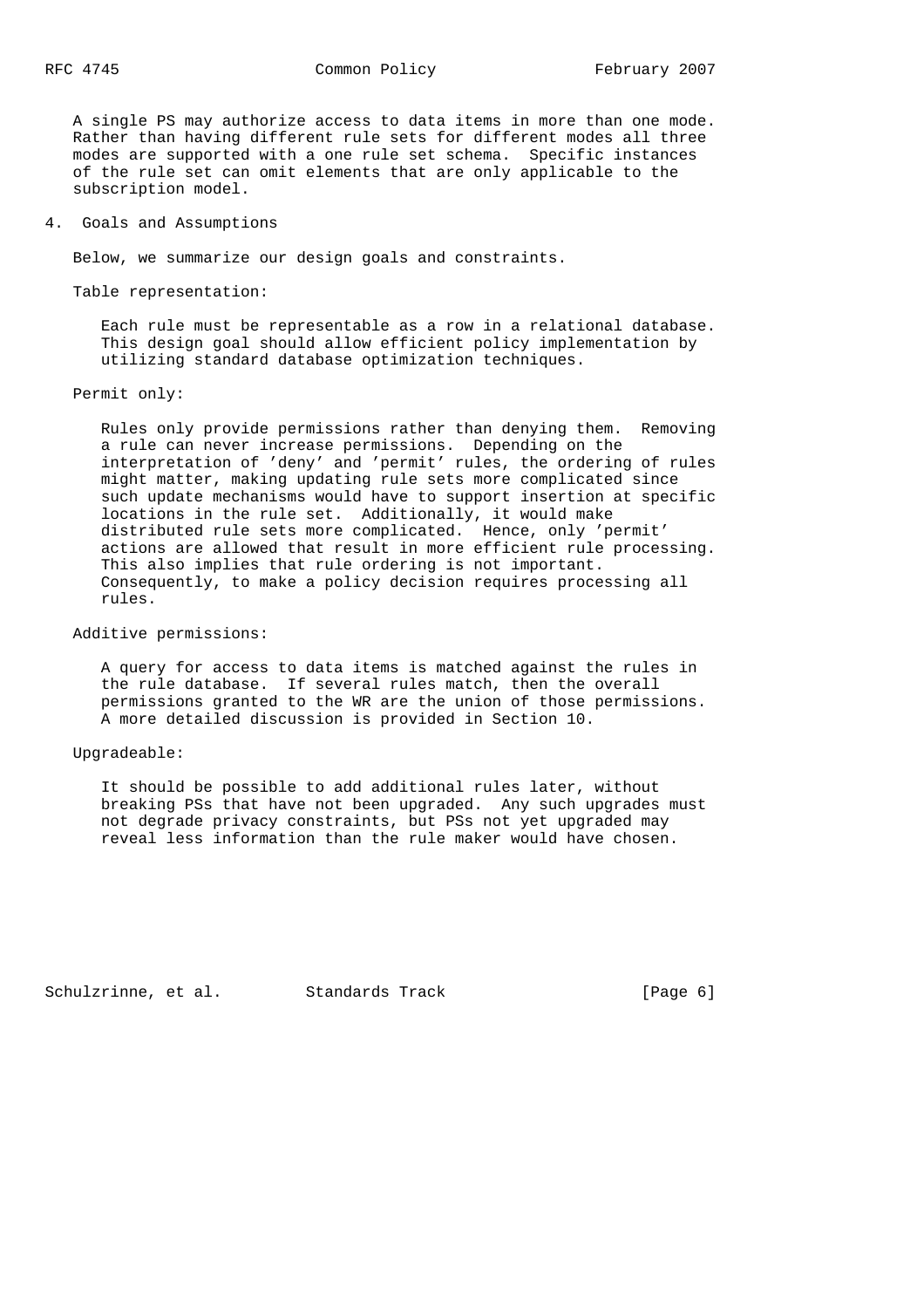A single PS may authorize access to data items in more than one mode. Rather than having different rule sets for different modes all three modes are supported with a one rule set schema. Specific instances of the rule set can omit elements that are only applicable to the subscription model.

## 4. Goals and Assumptions

Below, we summarize our design goals and constraints.

Table representation:

Each rule must be representable as a row in a relational database. This design goal should allow efficient policy implementation by utilizing standard database optimization techniques.

Permit only:

Rules only provide permissions rather than denying them. Removing a rule can never increase permissions. Depending on the interpretation of 'deny' and 'permit' rules, the ordering of rules might matter, making updating rule sets more complicated since such update mechanisms would have to support insertion at specific locations in the rule set. Additionally, it would make distributed rule sets more complicated. Hence, only 'permit' actions are allowed that result in more efficient rule processing. This also implies that rule ordering is not important. Consequently, to make a policy decision requires processing all rules.

Additive permissions:

A query for access to data items is matched against the rules in the rule database. If several rules match, then the overall permissions granted to the WR are the union of those permissions. A more detailed discussion is provided in Section 10.

Upgradeable:

It should be possible to add additional rules later, without breaking PSs that have not been upgraded. Any such upgrades must not degrade privacy constraints, but PSs not yet upgraded may reveal less information than the rule maker would have chosen.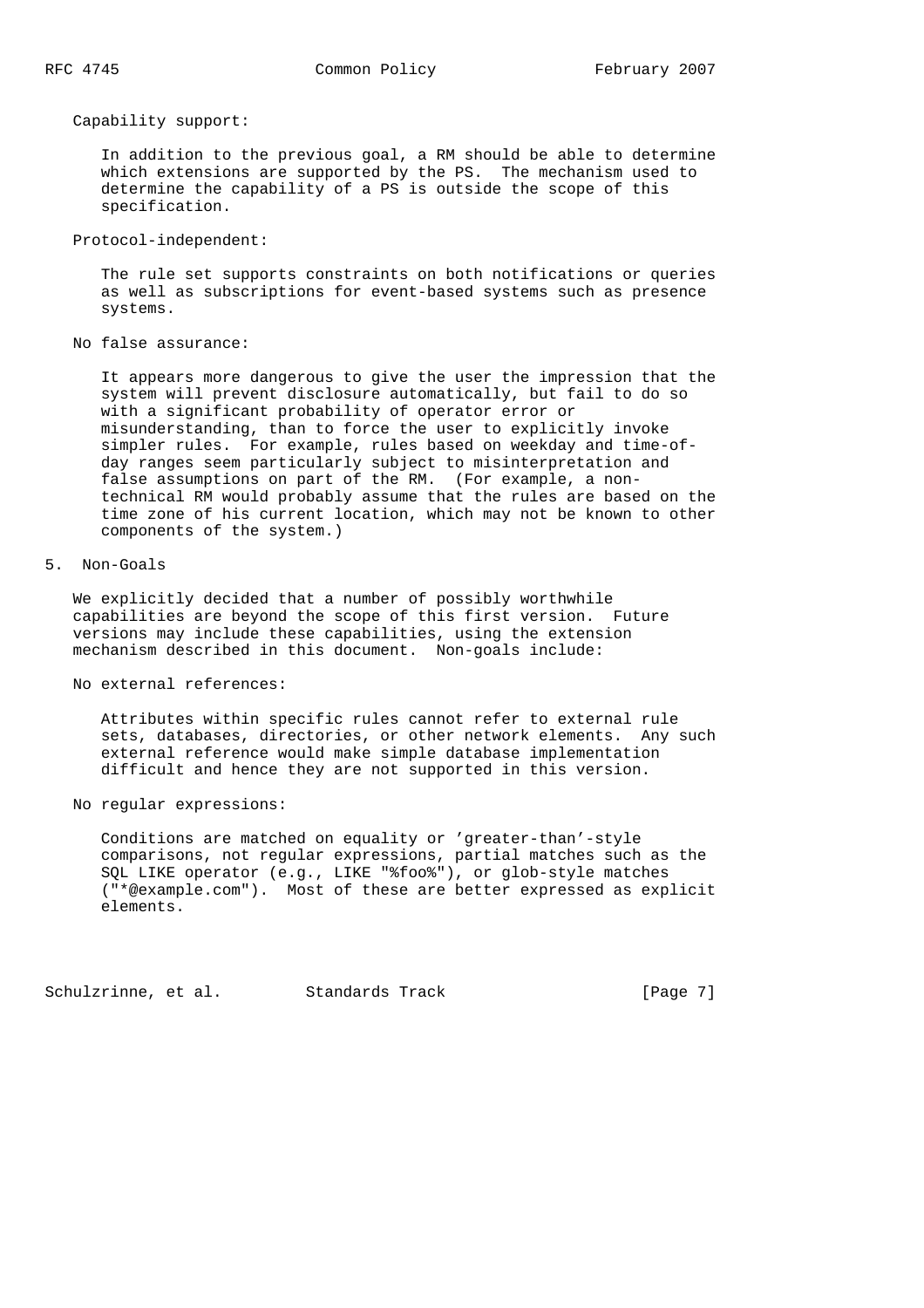Capability support:

In addition to the previous goal, a RM should be able to determine which extensions are supported by the PS. The mechanism used to determine the capability of a PS is outside the scope of this specification.

Protocol-independent:

The rule set supports constraints on both notifications or queries as well as subscriptions for event-based systems such as presence systems.

No false assurance:

It appears more dangerous to give the user the impression that the system will prevent disclosure automatically, but fail to do so with a significant probability of operator error or misunderstanding, than to force the user to explicitly invoke simpler rules. For example, rules based on weekday and time-of-day ranges seem particularly subject to misinterpretation and false assumptions on part of the RM. (For example, a non-technical RM would probably assume that the rules are based on the time zone of his current location, which may not be known to other components of the system.)

## 5. Non-Goals

We explicitly decided that a number of possibly worthwhile capabilities are beyond the scope of this first version. Future versions may include these capabilities, using the extension mechanism described in this document. Non-goals include:

No external references:

Attributes within specific rules cannot refer to external rule sets, databases, directories, or other network elements. Any such external reference would make simple database implementation difficult and hence they are not supported in this version.

No regular expressions:

Conditions are matched on equality or 'greater-than'-style comparisons, not regular expressions, partial matches such as the SQL LIKE operator (e.g., LIKE "%foo%"), or glob-style matches ("*@example.com"). Most of these are better expressed as explicit elements.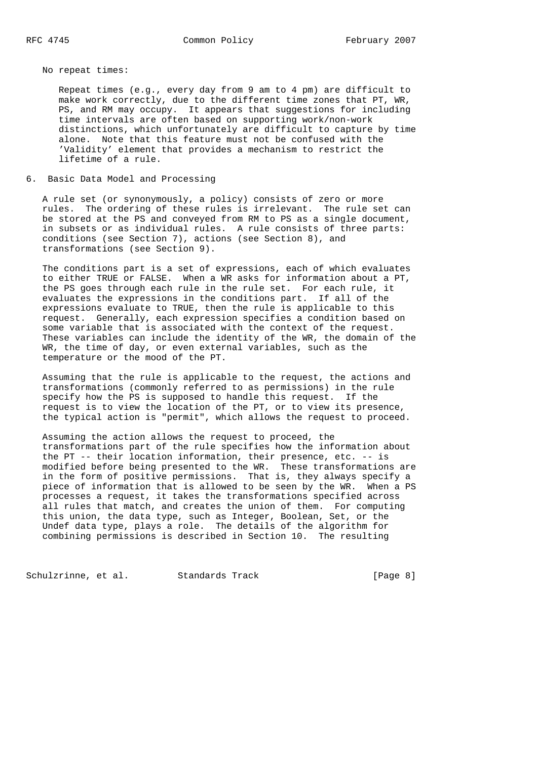No repeat times:

Repeat times (e.g., every day from 9 am to 4 pm) are difficult to make work correctly, due to the different time zones that PT, WR, PS, and RM may occupy. It appears that suggestions for including time intervals are often based on supporting work/non-work distinctions, which unfortunately are difficult to capture by time alone. Note that this feature must not be confused with the 'Validity' element that provides a mechanism to restrict the lifetime of a rule.

## 6. Basic Data Model and Processing

A rule set (or synonymously, a policy) consists of zero or more rules. The ordering of these rules is irrelevant. The rule set can be stored at the PS and conveyed from RM to PS as a single document, in subsets or as individual rules. A rule consists of three parts: conditions (see Section 7), actions (see Section 8), and transformations (see Section 9).

The conditions part is a set of expressions, each of which evaluates to either TRUE or FALSE. When a WR asks for information about a PT, the PS goes through each rule in the rule set. For each rule, it evaluates the expressions in the conditions part. If all of the expressions evaluate to TRUE, then the rule is applicable to this request. Generally, each expression specifies a condition based on some variable that is associated with the context of the request. These variables can include the identity of the WR, the domain of the WR, the time of day, or even external variables, such as the temperature or the mood of the PT.

Assuming that the rule is applicable to the request, the actions and transformations (commonly referred to as permissions) in the rule specify how the PS is supposed to handle this request. If the request is to view the location of the PT, or to view its presence, the typical action is "permit", which allows the request to proceed.

Assuming the action allows the request to proceed, the transformations part of the rule specifies how the information about the PT -- their location information, their presence, etc. -- is modified before being presented to the WR. These transformations are in the form of positive permissions. That is, they always specify a piece of information that is allowed to be seen by the WR. When a PS processes a request, it takes the transformations specified across all rules that match, and creates the union of them. For computing this union, the data type, such as Integer, Boolean, Set, or the Undef data type, plays a role. The details of the algorithm for combining permissions is described in Section 10. The resulting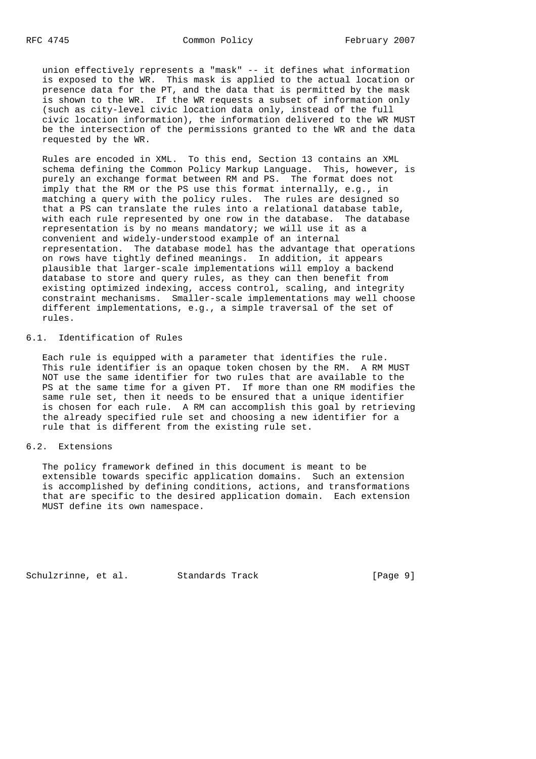union effectively represents a "mask" -- it defines what information is exposed to the WR. This mask is applied to the actual location or presence data for the PT, and the data that is permitted by the mask is shown to the WR. If the WR requests a subset of information only (such as city-level civic location data only, instead of the full civic location information), the information delivered to the WR MUST be the intersection of the permissions granted to the WR and the data requested by the WR.

Rules are encoded in XML. To this end, Section 13 contains an XML schema defining the Common Policy Markup Language. This, however, is purely an exchange format between RM and PS. The format does not imply that the RM or the PS use this format internally, e.g., in matching a query with the policy rules. The rules are designed so that a PS can translate the rules into a relational database table, with each rule represented by one row in the database. The database representation is by no means mandatory; we will use it as a convenient and widely-understood example of an internal representation. The database model has the advantage that operations on rows have tightly defined meanings. In addition, it appears plausible that larger-scale implementations will employ a backend database to store and query rules, as they can then benefit from existing optimized indexing, access control, scaling, and integrity constraint mechanisms. Smaller-scale implementations may well choose different implementations, e.g., a simple traversal of the set of rules.

## 6.1. Identification of Rules

Each rule is equipped with a parameter that identifies the rule. This rule identifier is an opaque token chosen by the RM. A RM MUST NOT use the same identifier for two rules that are available to the PS at the same time for a given PT. If more than one RM modifies the same rule set, then it needs to be ensured that a unique identifier is chosen for each rule. A RM can accomplish this goal by retrieving the already specified rule set and choosing a new identifier for a rule that is different from the existing rule set.

## 6.2. Extensions

The policy framework defined in this document is meant to be extensible towards specific application domains. Such an extension is accomplished by defining conditions, actions, and transformations that are specific to the desired application domain. Each extension MUST define its own namespace.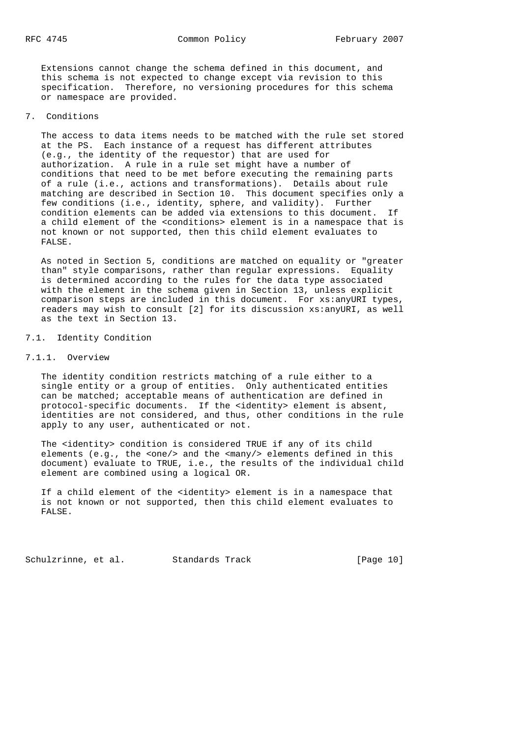Extensions cannot change the schema defined in this document, and this schema is not expected to change except via revision to this specification. Therefore, no versioning procedures for this schema or namespace are provided.

# 7. Conditions

The access to data items needs to be matched with the rule set stored at the PS. Each instance of a request has different attributes (e.g., the identity of the requestor) that are used for authorization. A rule in a rule set might have a number of conditions that need to be met before executing the remaining parts of a rule (i.e., actions and transformations). Details about rule matching are described in Section 10. This document specifies only a few conditions (i.e., identity, sphere, and validity). Further condition elements can be added via extensions to this document. If a child element of the <conditions> element is in a namespace that is not known or not supported, then this child element evaluates to FALSE.

As noted in Section 5, conditions are matched on equality or "greater than" style comparisons, rather than regular expressions. Equality is determined according to the rules for the data type associated with the element in the schema given in Section 13, unless explicit comparison steps are included in this document. For xs:anyURI types, readers may wish to consult [2] for its discussion xs:anyURI, as well as the text in Section 13.

## 7.1. Identity Condition

### 7.1.1. Overview

The identity condition restricts matching of a rule either to a single entity or a group of entities. Only authenticated entities can be matched; acceptable means of authentication are defined in protocol-specific documents. If the <identity> element is absent, identities are not considered, and thus, other conditions in the rule apply to any user, authenticated or not.

The <identity> condition is considered TRUE if any of its child elements (e.g., the <one/> and the <many/> elements defined in this document) evaluate to TRUE, i.e., the results of the individual child element are combined using a logical OR.

If a child element of the <identity> element is in a namespace that is not known or not supported, then this child element evaluates to FALSE.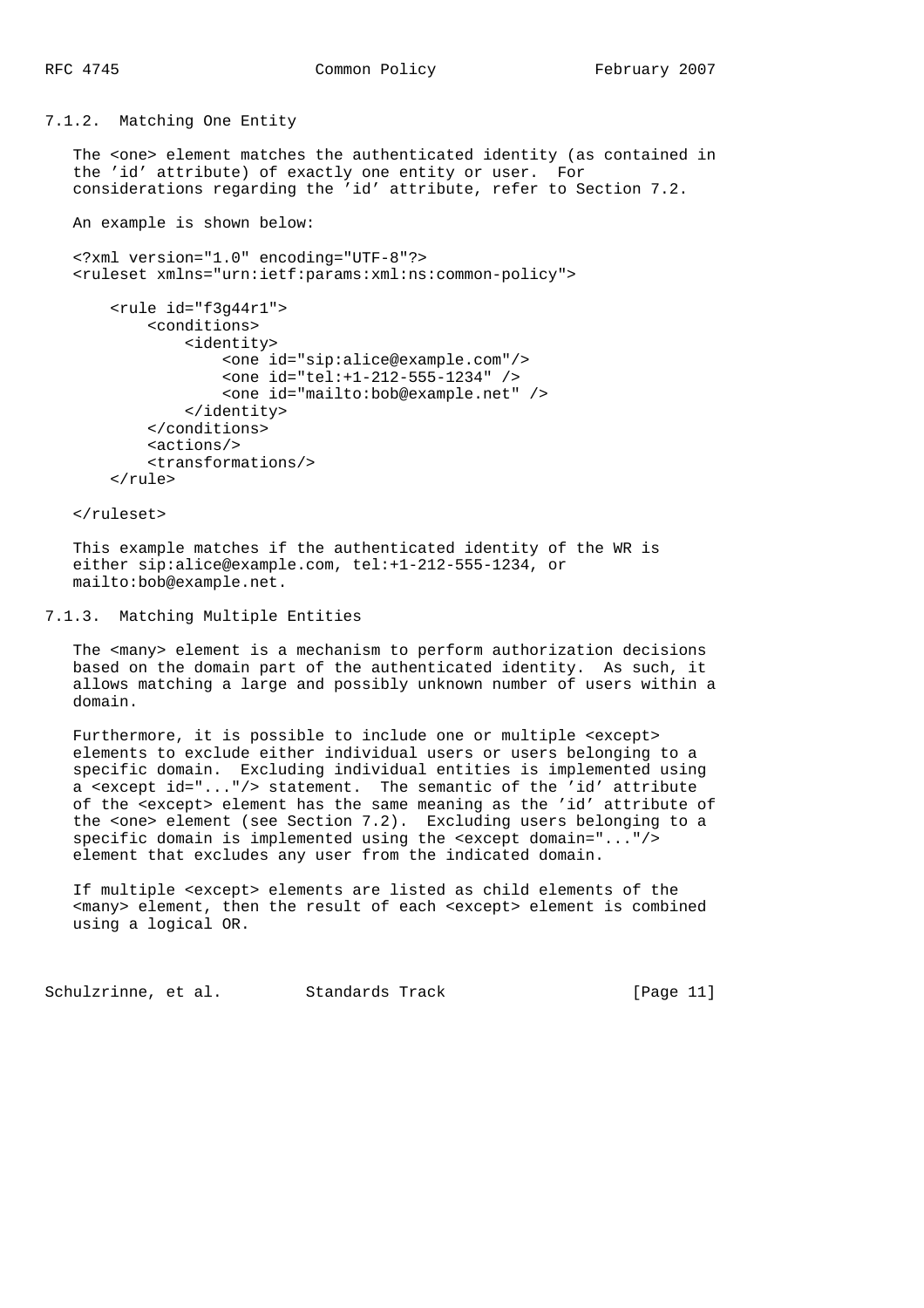#### 7.1.2. Matching One Entity

The <one> element matches the authenticated identity (as contained in the 'id' attribute) of exactly one entity or user. For considerations regarding the 'id' attribute, refer to Section 7.2.

An example is shown below:

```
<?xml version="1.0" encoding="UTF-8"?>
<ruleset xmlns="urn:ietf:params:xml:ns:common-policy">

    <rule id="f3g44r1">
        <conditions>
            <identity>
                <one id="sip:alice@example.com"/>
                <one id="tel:+1-212-555-1234" />
                <one id="mailto:bob@example.net" />
            </identity>
        </conditions>
        <actions/>
        <transformations/>
    </rule>

</ruleset>
```

This example matches if the authenticated identity of the WR is either sip:alice@example.com, tel:+1-212-555-1234, or mailto:bob@example.net.

#### 7.1.3. Matching Multiple Entities

The <many> element is a mechanism to perform authorization decisions based on the domain part of the authenticated identity. As such, it allows matching a large and possibly unknown number of users within a domain.

Furthermore, it is possible to include one or multiple <except> elements to exclude either individual users or users belonging to a specific domain. Excluding individual entities is implemented using a <except id="..."/> statement. The semantic of the 'id' attribute of the <except> element has the same meaning as the 'id' attribute of the <one> element (see Section 7.2). Excluding users belonging to a specific domain is implemented using the <except domain="..."/> element that excludes any user from the indicated domain.

If multiple <except> elements are listed as child elements of the <many> element, then the result of each <except> element is combined using a logical OR.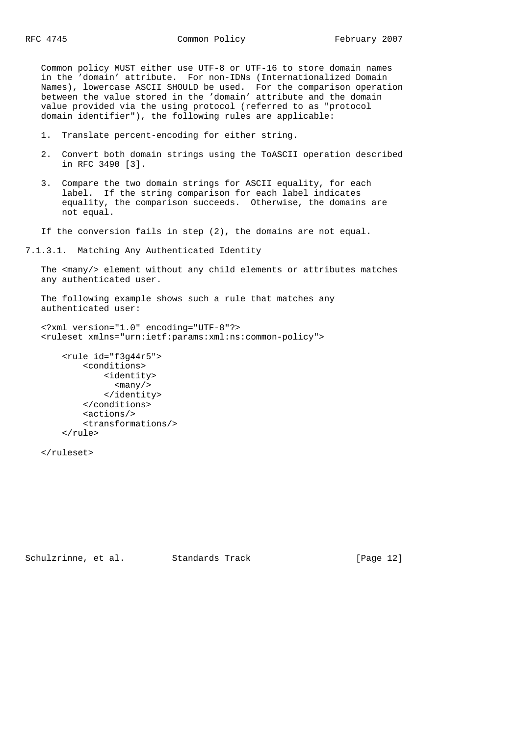Common policy MUST either use UTF-8 or UTF-16 to store domain names in the 'domain' attribute. For non-IDNs (Internationalized Domain Names), lowercase ASCII SHOULD be used. For the comparison operation between the value stored in the 'domain' attribute and the domain value provided via the using protocol (referred to as "protocol domain identifier"), the following rules are applicable:

1. Translate percent-encoding for either string.

2. Convert both domain strings using the ToASCII operation described in RFC 3490 [3].

3. Compare the two domain strings for ASCII equality, for each label. If the string comparison for each label indicates equality, the comparison succeeds. Otherwise, the domains are not equal.

If the conversion fails in step (2), the domains are not equal.

#### 7.1.3.1. Matching Any Authenticated Identity

The <many/> element without any child elements or attributes matches any authenticated user.

The following example shows such a rule that matches any authenticated user:

```
<?xml version="1.0" encoding="UTF-8"?>
<ruleset xmlns="urn:ietf:params:xml:ns:common-policy">

    <rule id="f3g44r5">
        <conditions>
            <identity>
              <many/>
            </identity>
        </conditions>
        <actions/>
        <transformations/>
    </rule>

</ruleset>
```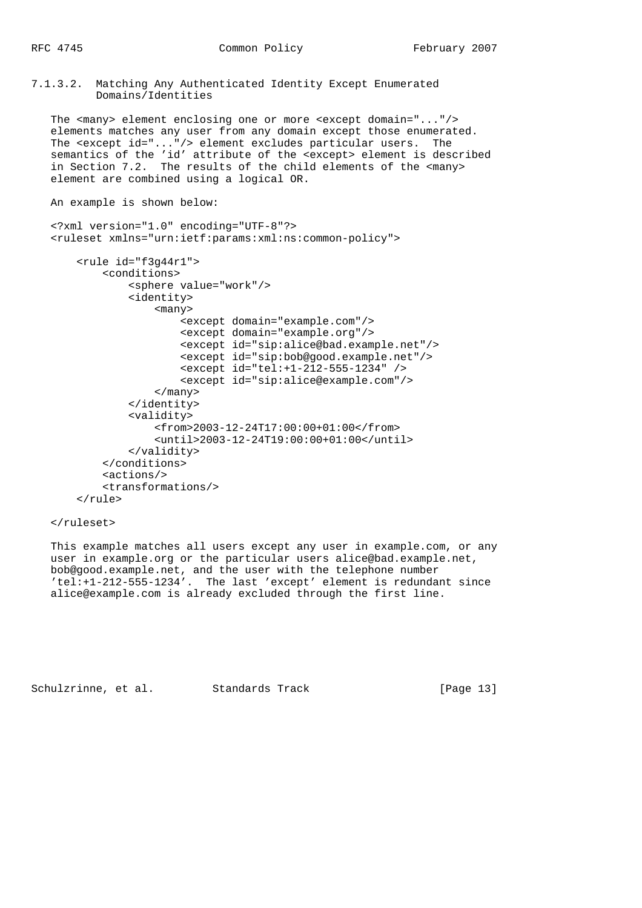#### 7.1.3.2. Matching Any Authenticated Identity Except Enumerated Domains/Identities

The <many> element enclosing one or more <except domain="..."/> elements matches any user from any domain except those enumerated. The <except id="..."/> element excludes particular users. The semantics of the 'id' attribute of the <except> element is described in Section 7.2. The results of the child elements of the <many> element are combined using a logical OR.

An example is shown below:

```
<?xml version="1.0" encoding="UTF-8"?>
<ruleset xmlns="urn:ietf:params:xml:ns:common-policy">

    <rule id="f3g44r1">
        <conditions>
            <sphere value="work"/>
            <identity>
                <many>
                    <except domain="example.com"/>
                    <except domain="example.org"/>
                    <except id="sip:alice@bad.example.net"/>
                    <except id="sip:bob@good.example.net"/>
                    <except id="tel:+1-212-555-1234" />
                    <except id="sip:alice@example.com"/>
                </many>
            </identity>
            <validity>
                <from>2003-12-24T17:00:00+01:00</from>
                <until>2003-12-24T19:00:00+01:00</until>
            </validity>
        </conditions>
        <actions/>
        <transformations/>
    </rule>

</ruleset>
```

This example matches all users except any user in example.com, or any user in example.org or the particular users alice@bad.example.net, bob@good.example.net, and the user with the telephone number 'tel:+1-212-555-1234'. The last 'except' element is redundant since alice@example.com is already excluded through the first line.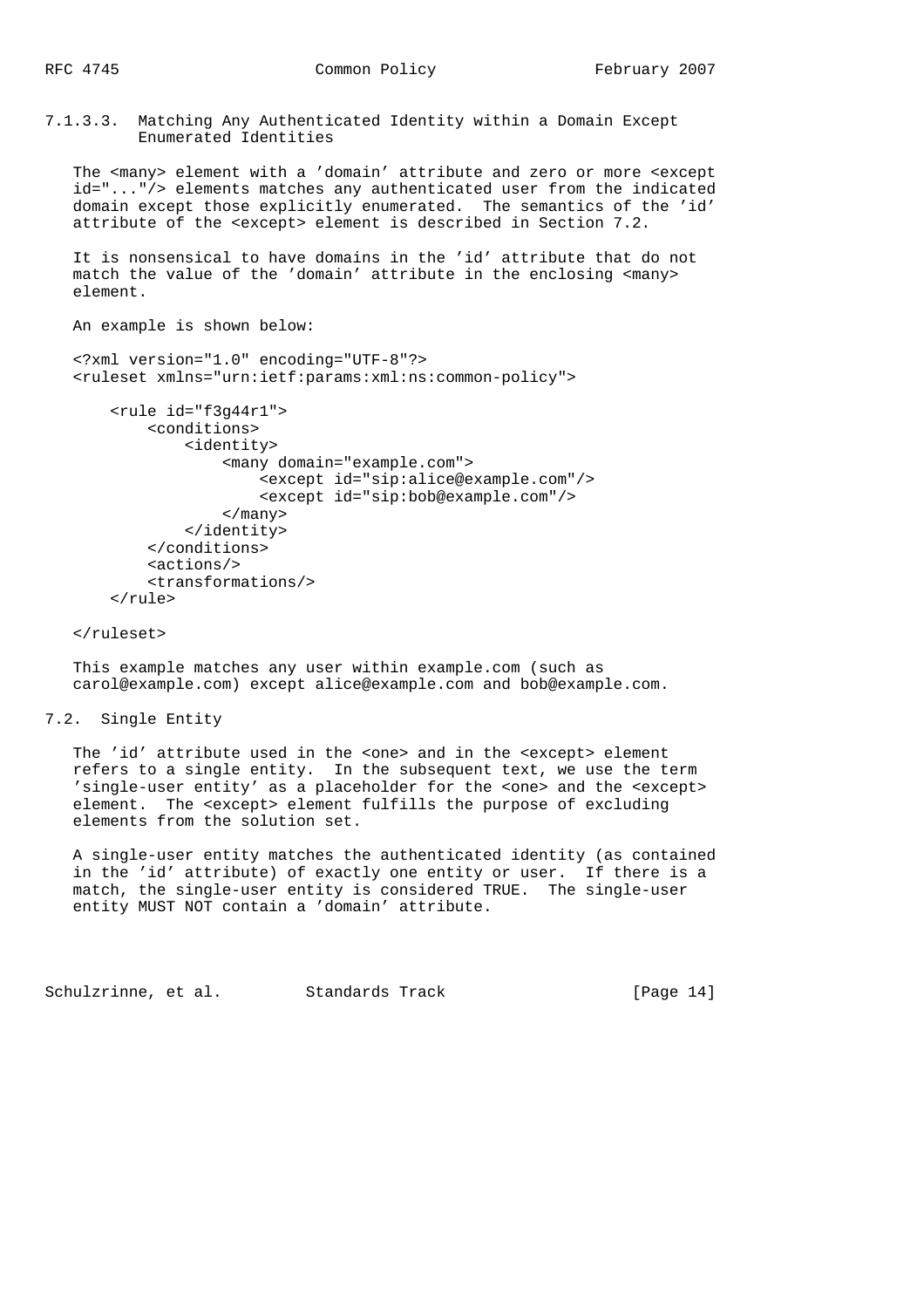#### 7.1.3.3. Matching Any Authenticated Identity within a Domain Except Enumerated Identities

The <many> element with a 'domain' attribute and zero or more <except id="..."/> elements matches any authenticated user from the indicated domain except those explicitly enumerated. The semantics of the 'id' attribute of the <except> element is described in Section 7.2.

It is nonsensical to have domains in the 'id' attribute that do not match the value of the 'domain' attribute in the enclosing <many> element.

An example is shown below:

```
<?xml version="1.0" encoding="UTF-8"?>
<ruleset xmlns="urn:ietf:params:xml:ns:common-policy">

    <rule id="f3g44r1">
        <conditions>
            <identity>
                <many domain="example.com">
                    <except id="sip:alice@example.com"/>
                    <except id="sip:bob@example.com"/>
                </many>
            </identity>
        </conditions>
        <actions/>
        <transformations/>
    </rule>

</ruleset>
```

This example matches any user within example.com (such as carol@example.com) except alice@example.com and bob@example.com.

### 7.2. Single Entity

The 'id' attribute used in the <one> and in the <except> element refers to a single entity. In the subsequent text, we use the term 'single-user entity' as a placeholder for the <one> and the <except> element. The <except> element fulfills the purpose of excluding elements from the solution set.

A single-user entity matches the authenticated identity (as contained in the 'id' attribute) of exactly one entity or user. If there is a match, the single-user entity is considered TRUE. The single-user entity MUST NOT contain a 'domain' attribute.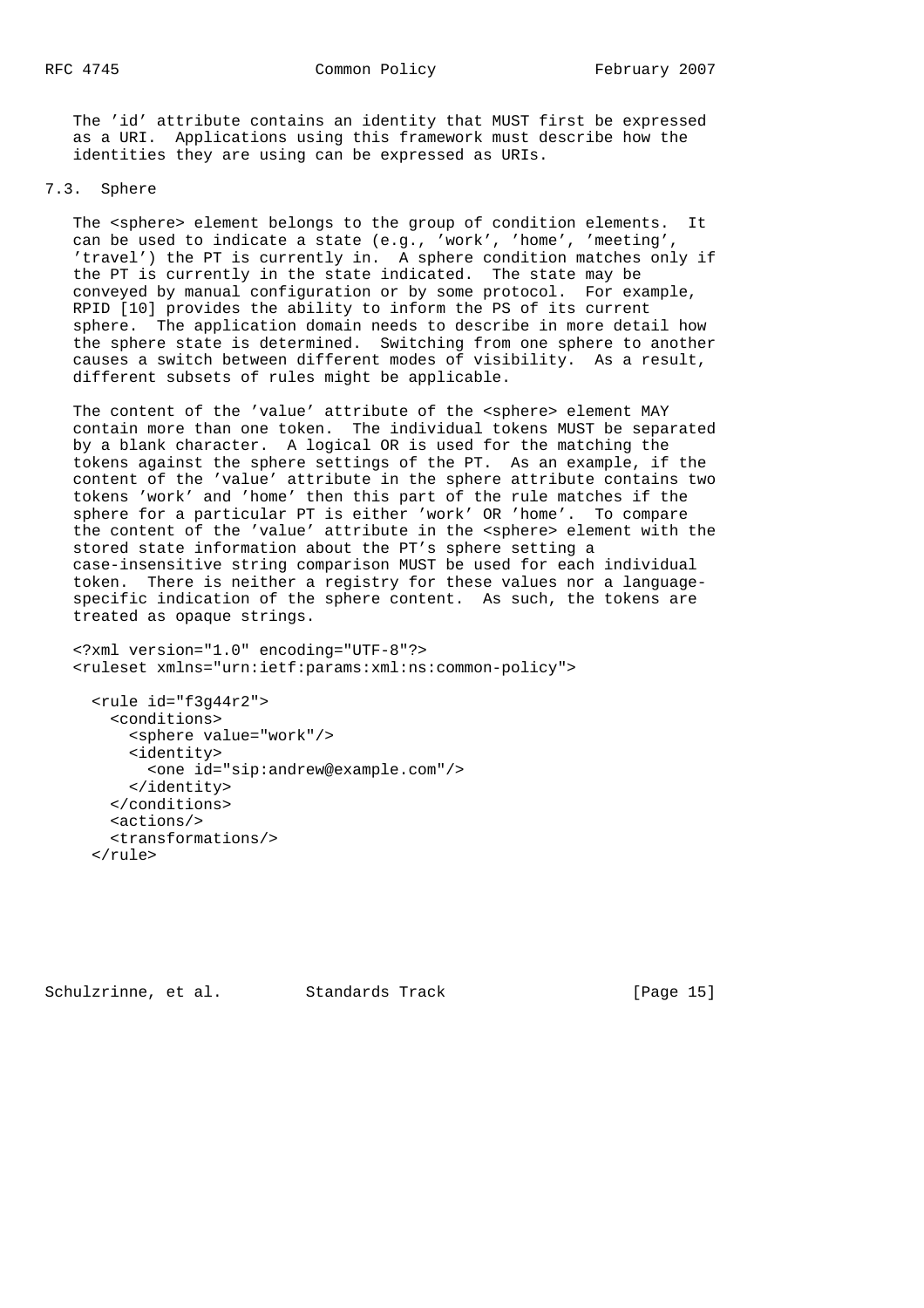The 'id' attribute contains an identity that MUST first be expressed as a URI. Applications using this framework must describe how the identities they are using can be expressed as URIs.

## 7.3. Sphere

The <sphere> element belongs to the group of condition elements. It can be used to indicate a state (e.g., 'work', 'home', 'meeting', 'travel') the PT is currently in. A sphere condition matches only if the PT is currently in the state indicated. The state may be conveyed by manual configuration or by some protocol. For example, RPID [10] provides the ability to inform the PS of its current sphere. The application domain needs to describe in more detail how the sphere state is determined. Switching from one sphere to another causes a switch between different modes of visibility. As a result, different subsets of rules might be applicable.

The content of the 'value' attribute of the <sphere> element MAY contain more than one token. The individual tokens MUST be separated by a blank character. A logical OR is used for the matching the tokens against the sphere settings of the PT. As an example, if the content of the 'value' attribute in the sphere attribute contains two tokens 'work' and 'home' then this part of the rule matches if the sphere for a particular PT is either 'work' OR 'home'. To compare the content of the 'value' attribute in the <sphere> element with the stored state information about the PT's sphere setting a case-insensitive string comparison MUST be used for each individual token. There is neither a registry for these values nor a language-specific indication of the sphere content. As such, the tokens are treated as opaque strings.

```
<?xml version="1.0" encoding="UTF-8"?>
<ruleset xmlns="urn:ietf:params:xml:ns:common-policy">

  <rule id="f3g44r2">
    <conditions>
      <sphere value="work"/>
      <identity>
        <one id="sip:andrew@example.com"/>
      </identity>
    </conditions>
    <actions/>
    <transformations/>
  </rule>
```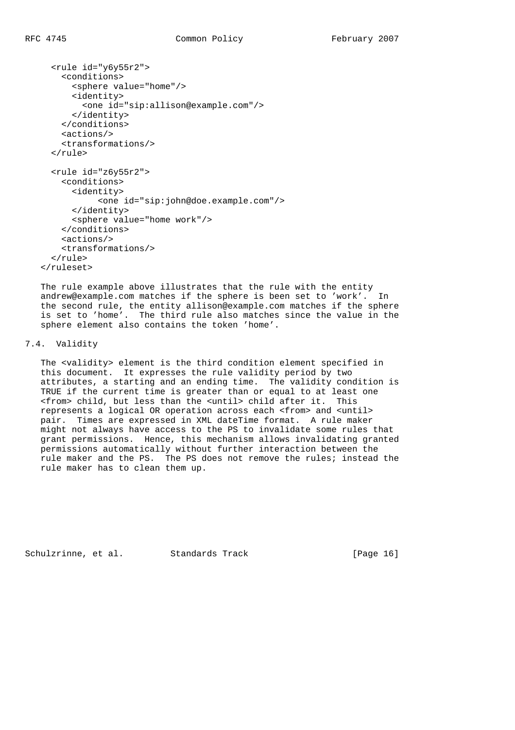```
  <rule id="y6y55r2">
    <conditions>
      <sphere value="home"/>
      <identity>
        <one id="sip:allison@example.com"/>
      </identity>
    </conditions>
    <actions/>
    <transformations/>
  </rule>

  <rule id="z6y55r2">
    <conditions>
      <identity>
           <one id="sip:john@doe.example.com"/>
      </identity>
      <sphere value="home work"/>
    </conditions>
    <actions/>
    <transformations/>
  </rule>
</ruleset>
```

The rule example above illustrates that the rule with the entity andrew@example.com matches if the sphere is been set to 'work'. In the second rule, the entity allison@example.com matches if the sphere is set to 'home'. The third rule also matches since the value in the sphere element also contains the token 'home'.

## 7.4. Validity

The <validity> element is the third condition element specified in this document. It expresses the rule validity period by two attributes, a starting and an ending time. The validity condition is TRUE if the current time is greater than or equal to at least one <from> child, but less than the <until> child after it. This represents a logical OR operation across each <from> and <until> pair. Times are expressed in XML dateTime format. A rule maker might not always have access to the PS to invalidate some rules that grant permissions. Hence, this mechanism allows invalidating granted permissions automatically without further interaction between the rule maker and the PS. The PS does not remove the rules; instead the rule maker has to clean them up.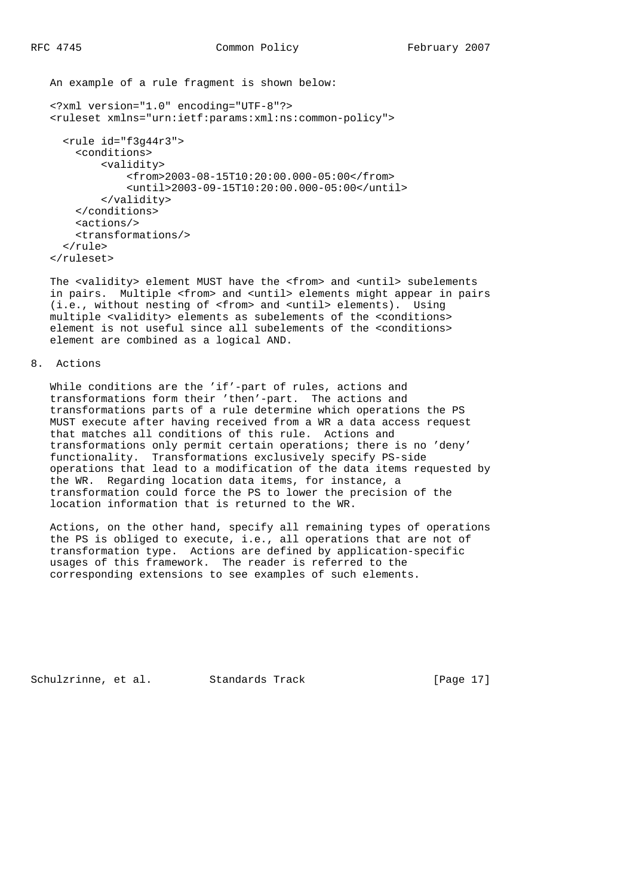An example of a rule fragment is shown below:

```
<?xml version="1.0" encoding="UTF-8"?>
<ruleset xmlns="urn:ietf:params:xml:ns:common-policy">

  <rule id="f3g44r3">
    <conditions>
        <validity>
            <from>2003-08-15T10:20:00.000-05:00</from>
            <until>2003-09-15T10:20:00.000-05:00</until>
        </validity>
    </conditions>
    <actions/>
    <transformations/>
  </rule>
</ruleset>
```

The <validity> element MUST have the <from> and <until> subelements in pairs. Multiple <from> and <until> elements might appear in pairs (i.e., without nesting of <from> and <until> elements). Using multiple <validity> elements as subelements of the <conditions> element is not useful since all subelements of the <conditions> element are combined as a logical AND.

## 8. Actions

While conditions are the 'if'-part of rules, actions and transformations form their 'then'-part. The actions and transformations parts of a rule determine which operations the PS MUST execute after having received from a WR a data access request that matches all conditions of this rule. Actions and transformations only permit certain operations; there is no 'deny' functionality. Transformations exclusively specify PS-side operations that lead to a modification of the data items requested by the WR. Regarding location data items, for instance, a transformation could force the PS to lower the precision of the location information that is returned to the WR.

Actions, on the other hand, specify all remaining types of operations the PS is obliged to execute, i.e., all operations that are not of transformation type. Actions are defined by application-specific usages of this framework. The reader is referred to the corresponding extensions to see examples of such elements.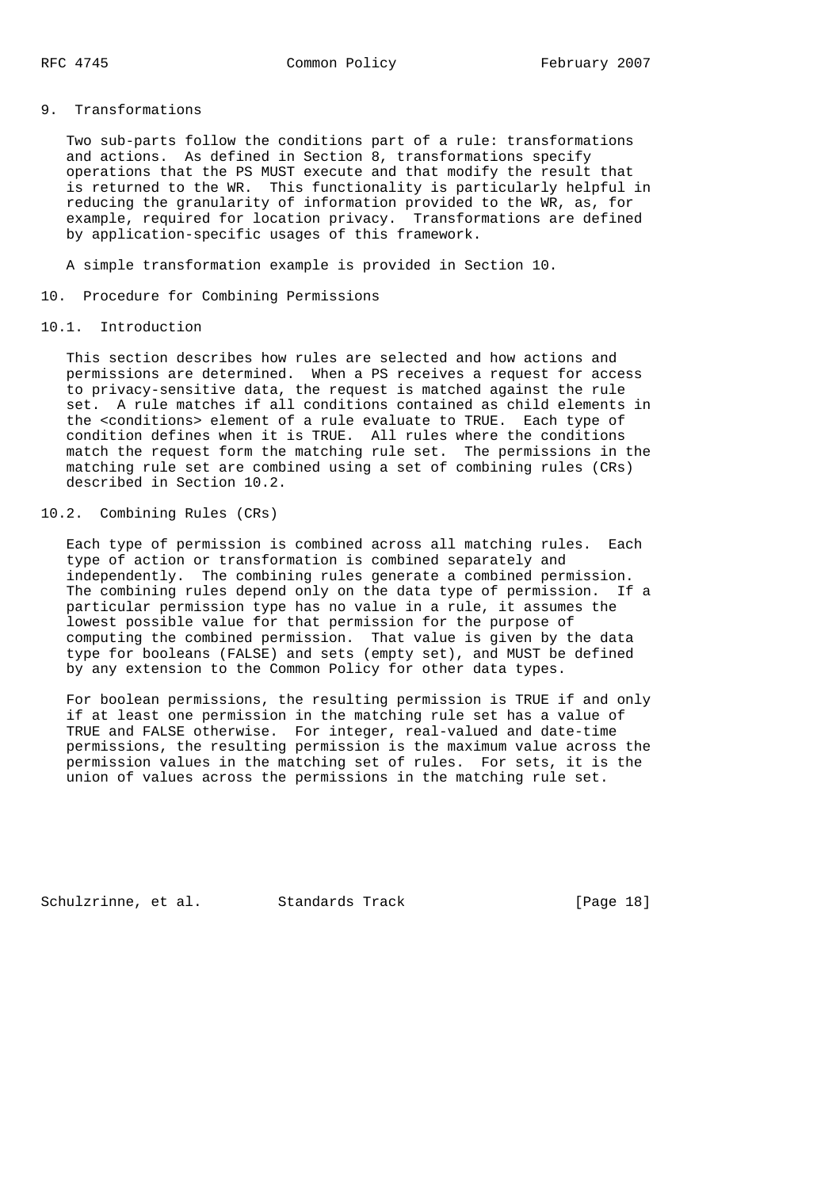# 9. Transformations

Two sub-parts follow the conditions part of a rule: transformations and actions. As defined in Section 8, transformations specify operations that the PS MUST execute and that modify the result that is returned to the WR. This functionality is particularly helpful in reducing the granularity of information provided to the WR, as, for example, required for location privacy. Transformations are defined by application-specific usages of this framework.

A simple transformation example is provided in Section 10.

# 10. Procedure for Combining Permissions

## 10.1. Introduction

This section describes how rules are selected and how actions and permissions are determined. When a PS receives a request for access to privacy-sensitive data, the request is matched against the rule set. A rule matches if all conditions contained as child elements in the <conditions> element of a rule evaluate to TRUE. Each type of condition defines when it is TRUE. All rules where the conditions match the request form the matching rule set. The permissions in the matching rule set are combined using a set of combining rules (CRs) described in Section 10.2.

## 10.2. Combining Rules (CRs)

Each type of permission is combined across all matching rules. Each type of action or transformation is combined separately and independently. The combining rules generate a combined permission. The combining rules depend only on the data type of permission. If a particular permission type has no value in a rule, it assumes the lowest possible value for that permission for the purpose of computing the combined permission. That value is given by the data type for booleans (FALSE) and sets (empty set), and MUST be defined by any extension to the Common Policy for other data types.

For boolean permissions, the resulting permission is TRUE if and only if at least one permission in the matching rule set has a value of TRUE and FALSE otherwise. For integer, real-valued and date-time permissions, the resulting permission is the maximum value across the permission values in the matching set of rules. For sets, it is the union of values across the permissions in the matching rule set.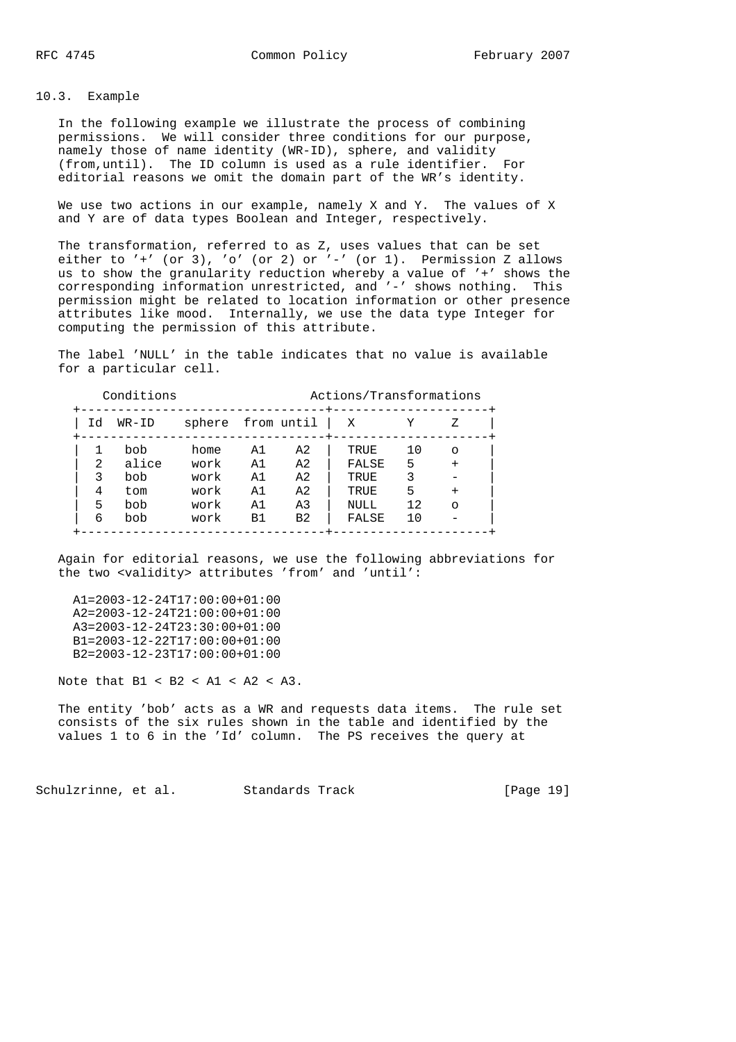### 10.3. Example

In the following example we illustrate the process of combining permissions. We will consider three conditions for our purpose, namely those of name identity (WR-ID), sphere, and validity (from,until). The ID column is used as a rule identifier. For editorial reasons we omit the domain part of the WR's identity.

We use two actions in our example, namely X and Y. The values of X and Y are of data types Boolean and Integer, respectively.

The transformation, referred to as Z, uses values that can be set either to '+' (or 3), 'o' (or 2) or '-' (or 1). Permission Z allows us to show the granularity reduction whereby a value of '+' shows the corresponding information unrestricted, and '-' shows nothing. This permission might be related to location information or other presence attributes like mood. Internally, we use the data type Integer for computing the permission of this attribute.

The label 'NULL' in the table indicates that no value is available for a particular cell.

| Conditions | | | | | Actions/Transformations | | |
|---|---|---|---|---|---|---|---|
| Id | WR-ID | sphere | from | until | X | Y | Z |
| 1 | bob | home | A1 | A2 | TRUE | 10 | o |
| 2 | alice | work | A1 | A2 | FALSE | 5 | + |
| 3 | bob | work | A1 | A2 | TRUE | 3 | - |
| 4 | tom | work | A1 | A2 | TRUE | 5 | + |
| 5 | bob | work | A1 | A3 | NULL | 12 | o |
| 6 | bob | work | B1 | B2 | FALSE | 10 | - |

Again for editorial reasons, we use the following abbreviations for the two <validity> attributes 'from' and 'until':

```
A1=2003-12-24T17:00:00+01:00
A2=2003-12-24T21:00:00+01:00
A3=2003-12-24T23:30:00+01:00
B1=2003-12-22T17:00:00+01:00
B2=2003-12-23T17:00:00+01:00
```

Note that B1 < B2 < A1 < A2 < A3.

The entity 'bob' acts as a WR and requests data items. The rule set consists of the six rules shown in the table and identified by the values 1 to 6 in the 'Id' column. The PS receives the query at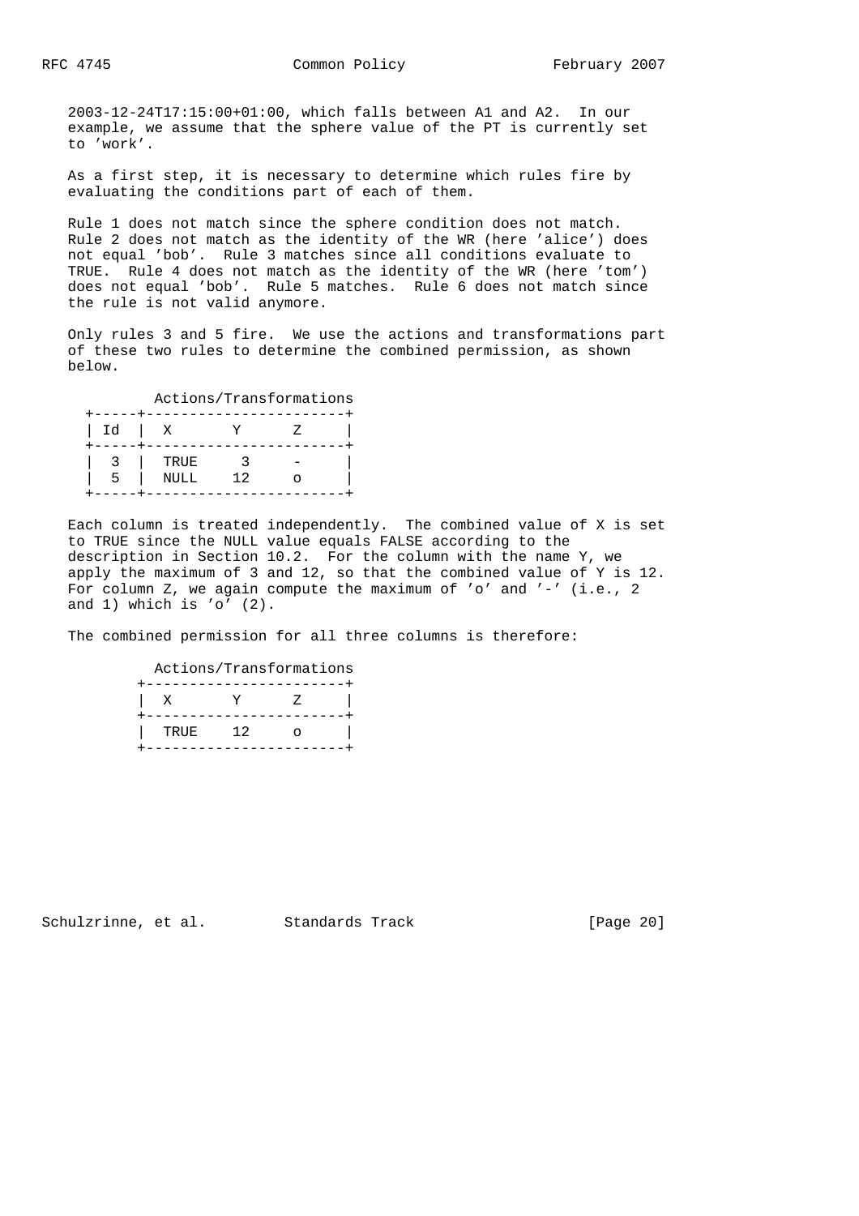2003-12-24T17:15:00+01:00, which falls between A1 and A2. In our example, we assume that the sphere value of the PT is currently set to 'work'.

As a first step, it is necessary to determine which rules fire by evaluating the conditions part of each of them.

Rule 1 does not match since the sphere condition does not match. Rule 2 does not match as the identity of the WR (here 'alice') does not equal 'bob'. Rule 3 matches since all conditions evaluate to TRUE. Rule 4 does not match as the identity of the WR (here 'tom') does not equal 'bob'. Rule 5 matches. Rule 6 does not match since the rule is not valid anymore.

Only rules 3 and 5 fire. We use the actions and transformations part of these two rules to determine the combined permission, as shown below.

| | Actions/Transformations | | |
|---|---|---|---|
| Id | X | Y | Z |
| 3 | TRUE | 3 | - |
| 5 | NULL | 12 | o |

Each column is treated independently. The combined value of X is set to TRUE since the NULL value equals FALSE according to the description in Section 10.2. For the column with the name Y, we apply the maximum of 3 and 12, so that the combined value of Y is 12. For column Z, we again compute the maximum of 'o' and '-' (i.e., 2 and 1) which is 'o' (2).

The combined permission for all three columns is therefore:

| Actions/Transformations | | |
|---|---|---|
| X | Y | Z |
| TRUE | 12 | o |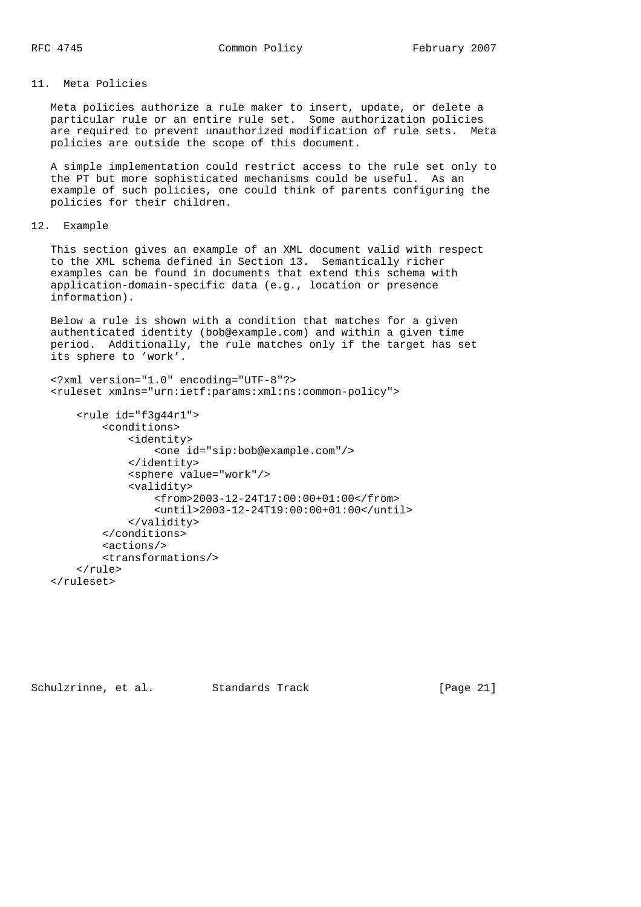## 11. Meta Policies

Meta policies authorize a rule maker to insert, update, or delete a particular rule or an entire rule set. Some authorization policies are required to prevent unauthorized modification of rule sets. Meta policies are outside the scope of this document.

A simple implementation could restrict access to the rule set only to the PT but more sophisticated mechanisms could be useful. As an example of such policies, one could think of parents configuring the policies for their children.

## 12. Example

This section gives an example of an XML document valid with respect to the XML schema defined in Section 13. Semantically richer examples can be found in documents that extend this schema with application-domain-specific data (e.g., location or presence information).

Below a rule is shown with a condition that matches for a given authenticated identity (bob@example.com) and within a given time period. Additionally, the rule matches only if the target has set its sphere to 'work'.

```
<?xml version="1.0" encoding="UTF-8"?>
<ruleset xmlns="urn:ietf:params:xml:ns:common-policy">

    <rule id="f3g44r1">
        <conditions>
            <identity>
                <one id="sip:bob@example.com"/>
            </identity>
            <sphere value="work"/>
            <validity>
                <from>2003-12-24T17:00:00+01:00</from>
                <until>2003-12-24T19:00:00+01:00</until>
            </validity>
        </conditions>
        <actions/>
        <transformations/>
    </rule>
</ruleset>
```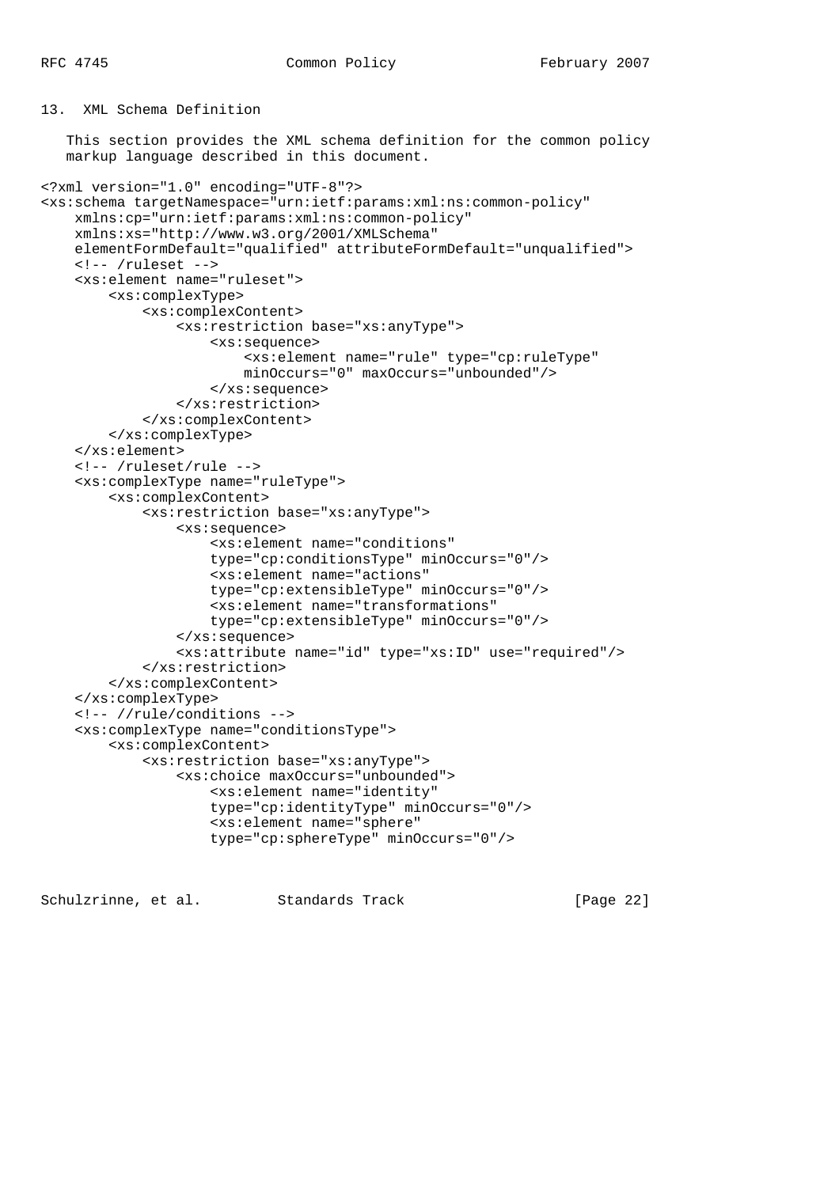## 13. XML Schema Definition

This section provides the XML schema definition for the common policy markup language described in this document.

```
<?xml version="1.0" encoding="UTF-8"?>
<xs:schema targetNamespace="urn:ietf:params:xml:ns:common-policy"
    xmlns:cp="urn:ietf:params:xml:ns:common-policy"
    xmlns:xs="http://www.w3.org/2001/XMLSchema"
    elementFormDefault="qualified" attributeFormDefault="unqualified">
    <!-- /ruleset -->
    <xs:element name="ruleset">
        <xs:complexType>
            <xs:complexContent>
                <xs:restriction base="xs:anyType">
                    <xs:sequence>
                        <xs:element name="rule" type="cp:ruleType"
                        minOccurs="0" maxOccurs="unbounded"/>
                    </xs:sequence>
                </xs:restriction>
            </xs:complexContent>
        </xs:complexType>
    </xs:element>
    <!-- /ruleset/rule -->
    <xs:complexType name="ruleType">
        <xs:complexContent>
            <xs:restriction base="xs:anyType">
                <xs:sequence>
                    <xs:element name="conditions"
                    type="cp:conditionsType" minOccurs="0"/>
                    <xs:element name="actions"
                    type="cp:extensibleType" minOccurs="0"/>
                    <xs:element name="transformations"
                    type="cp:extensibleType" minOccurs="0"/>
                </xs:sequence>
                <xs:attribute name="id" type="xs:ID" use="required"/>
            </xs:restriction>
        </xs:complexContent>
    </xs:complexType>
    <!-- //rule/conditions -->
    <xs:complexType name="conditionsType">
        <xs:complexContent>
            <xs:restriction base="xs:anyType">
                <xs:choice maxOccurs="unbounded">
                    <xs:element name="identity"
                    type="cp:identityType" minOccurs="0"/>
                    <xs:element name="sphere"
                    type="cp:sphereType" minOccurs="0"/>
```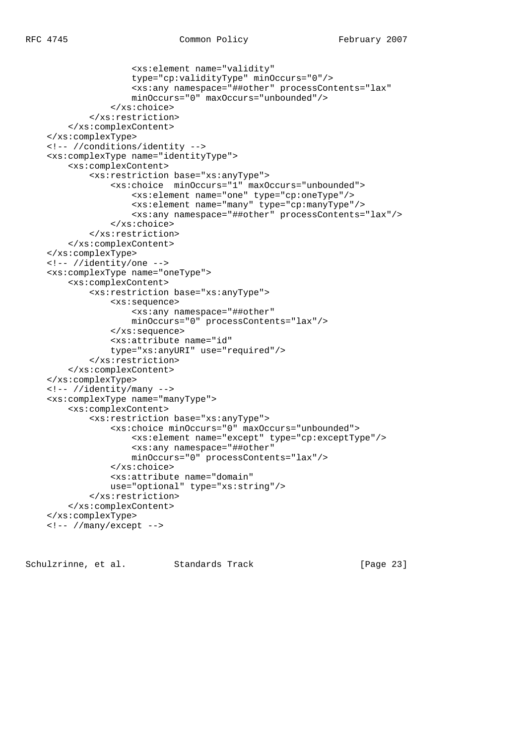```
                    <xs:element name="validity"
                    type="cp:validityType" minOccurs="0"/>
                    <xs:any namespace="##other" processContents="lax"
                    minOccurs="0" maxOccurs="unbounded"/>
                </xs:choice>
            </xs:restriction>
        </xs:complexContent>
    </xs:complexType>
    <!-- //conditions/identity -->
    <xs:complexType name="identityType">
        <xs:complexContent>
            <xs:restriction base="xs:anyType">
                <xs:choice  minOccurs="1" maxOccurs="unbounded">
                    <xs:element name="one" type="cp:oneType"/>
                    <xs:element name="many" type="cp:manyType"/>
                    <xs:any namespace="##other" processContents="lax"/>
                </xs:choice>
            </xs:restriction>
        </xs:complexContent>
    </xs:complexType>
    <!-- //identity/one -->
    <xs:complexType name="oneType">
        <xs:complexContent>
            <xs:restriction base="xs:anyType">
                <xs:sequence>
                    <xs:any namespace="##other"
                    minOccurs="0" processContents="lax"/>
                </xs:sequence>
                <xs:attribute name="id"
                type="xs:anyURI" use="required"/>
            </xs:restriction>
        </xs:complexContent>
    </xs:complexType>
    <!-- //identity/many -->
    <xs:complexType name="manyType">
        <xs:complexContent>
            <xs:restriction base="xs:anyType">
                <xs:choice minOccurs="0" maxOccurs="unbounded">
                    <xs:element name="except" type="cp:exceptType"/>
                    <xs:any namespace="##other"
                    minOccurs="0" processContents="lax"/>
                </xs:choice>
                <xs:attribute name="domain"
                use="optional" type="xs:string"/>
            </xs:restriction>
        </xs:complexContent>
    </xs:complexType>
    <!-- //many/except -->
```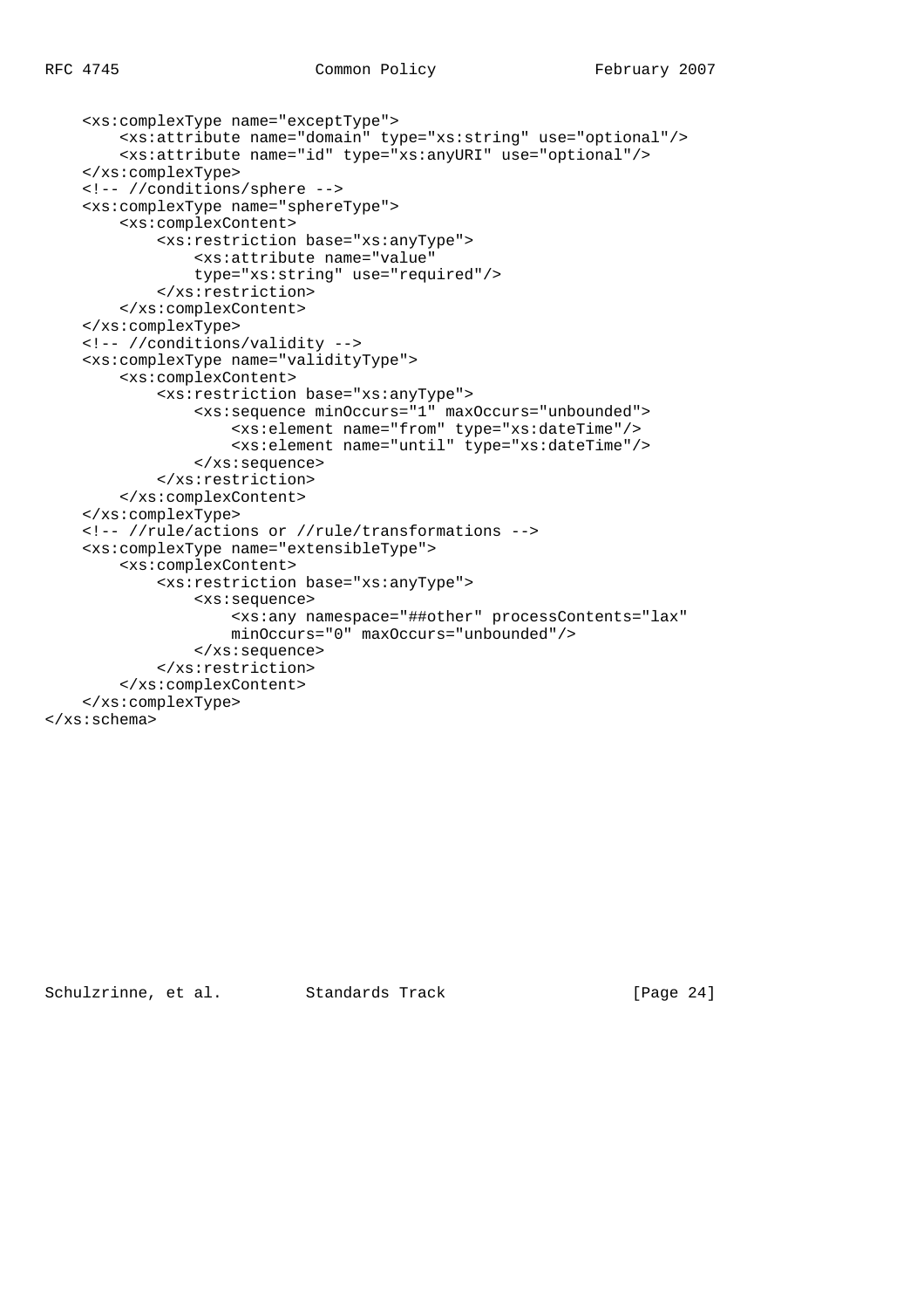```
    <xs:complexType name="exceptType">
        <xs:attribute name="domain" type="xs:string" use="optional"/>
        <xs:attribute name="id" type="xs:anyURI" use="optional"/>
    </xs:complexType>
    <!-- //conditions/sphere -->
    <xs:complexType name="sphereType">
        <xs:complexContent>
            <xs:restriction base="xs:anyType">
                <xs:attribute name="value"
                type="xs:string" use="required"/>
            </xs:restriction>
        </xs:complexContent>
    </xs:complexType>
    <!-- //conditions/validity -->
    <xs:complexType name="validityType">
        <xs:complexContent>
            <xs:restriction base="xs:anyType">
                <xs:sequence minOccurs="1" maxOccurs="unbounded">
                    <xs:element name="from" type="xs:dateTime"/>
                    <xs:element name="until" type="xs:dateTime"/>
                </xs:sequence>
            </xs:restriction>
        </xs:complexContent>
    </xs:complexType>
    <!-- //rule/actions or //rule/transformations -->
    <xs:complexType name="extensibleType">
        <xs:complexContent>
            <xs:restriction base="xs:anyType">
                <xs:sequence>
                    <xs:any namespace="##other" processContents="lax"
                    minOccurs="0" maxOccurs="unbounded"/>
                </xs:sequence>
            </xs:restriction>
        </xs:complexContent>
    </xs:complexType>
</xs:schema>
```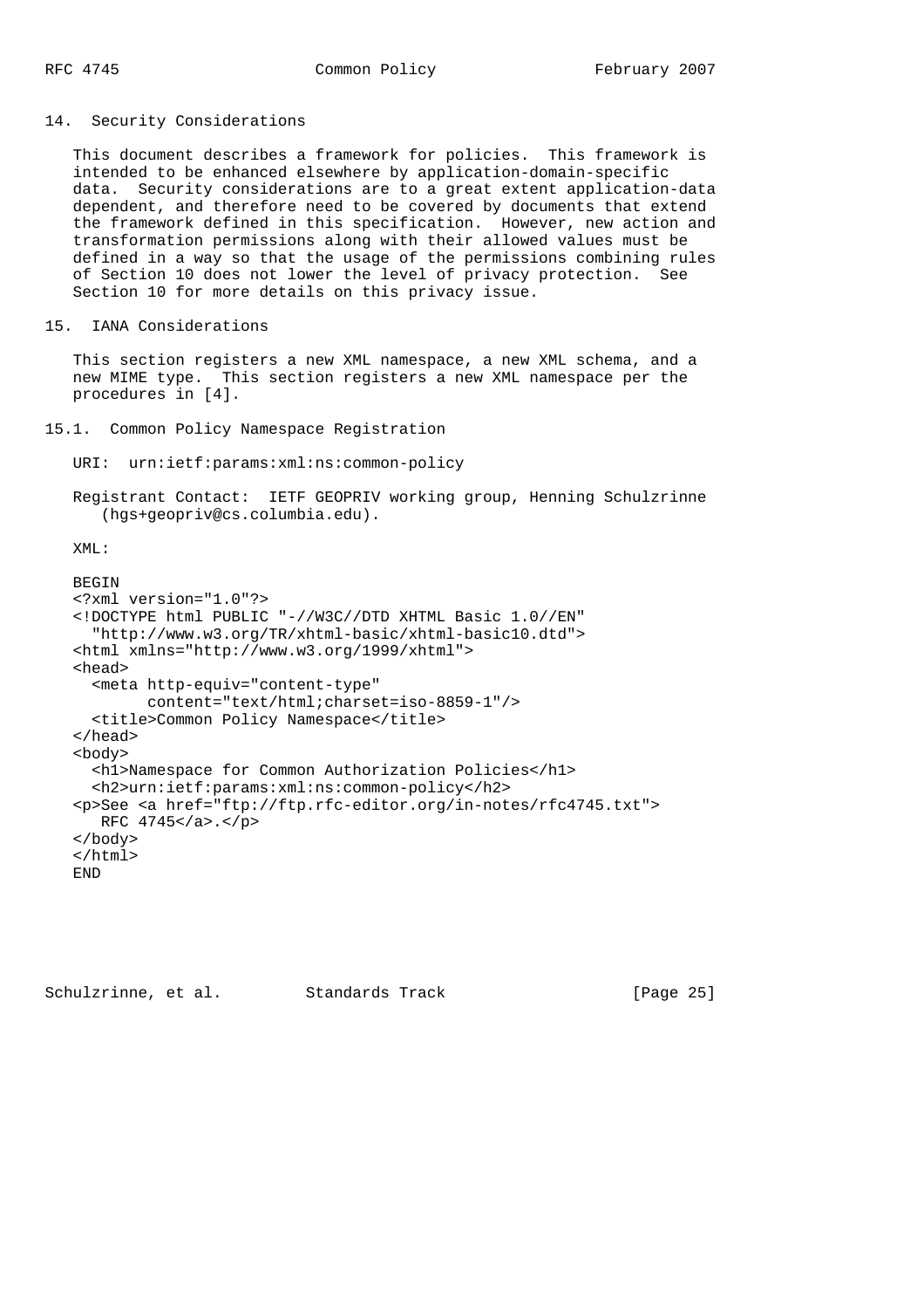## 14. Security Considerations

This document describes a framework for policies. This framework is intended to be enhanced elsewhere by application-domain-specific data. Security considerations are to a great extent application-data dependent, and therefore need to be covered by documents that extend the framework defined in this specification. However, new action and transformation permissions along with their allowed values must be defined in a way so that the usage of the permissions combining rules of Section 10 does not lower the level of privacy protection. See Section 10 for more details on this privacy issue.

## 15. IANA Considerations

This section registers a new XML namespace, a new XML schema, and a new MIME type. This section registers a new XML namespace per the procedures in [4].

### 15.1. Common Policy Namespace Registration

URI: urn:ietf:params:xml:ns:common-policy

Registrant Contact: IETF GEOPRIV working group, Henning Schulzrinne (hgs+geopriv@cs.columbia.edu).

XML:

```
BEGIN
<?xml version="1.0"?>
<!DOCTYPE html PUBLIC "-//W3C//DTD XHTML Basic 1.0//EN"
  "http://www.w3.org/TR/xhtml-basic/xhtml-basic10.dtd">
<html xmlns="http://www.w3.org/1999/xhtml">
<head>
  <meta http-equiv="content-type"
        content="text/html;charset=iso-8859-1"/>
  <title>Common Policy Namespace</title>
</head>
<body>
  <h1>Namespace for Common Authorization Policies</h1>
  <h2>urn:ietf:params:xml:ns:common-policy</h2>
<p>See <a href="ftp://ftp.rfc-editor.org/in-notes/rfc4745.txt">
   RFC 4745</a>.</p>
</body>
</html>
END
```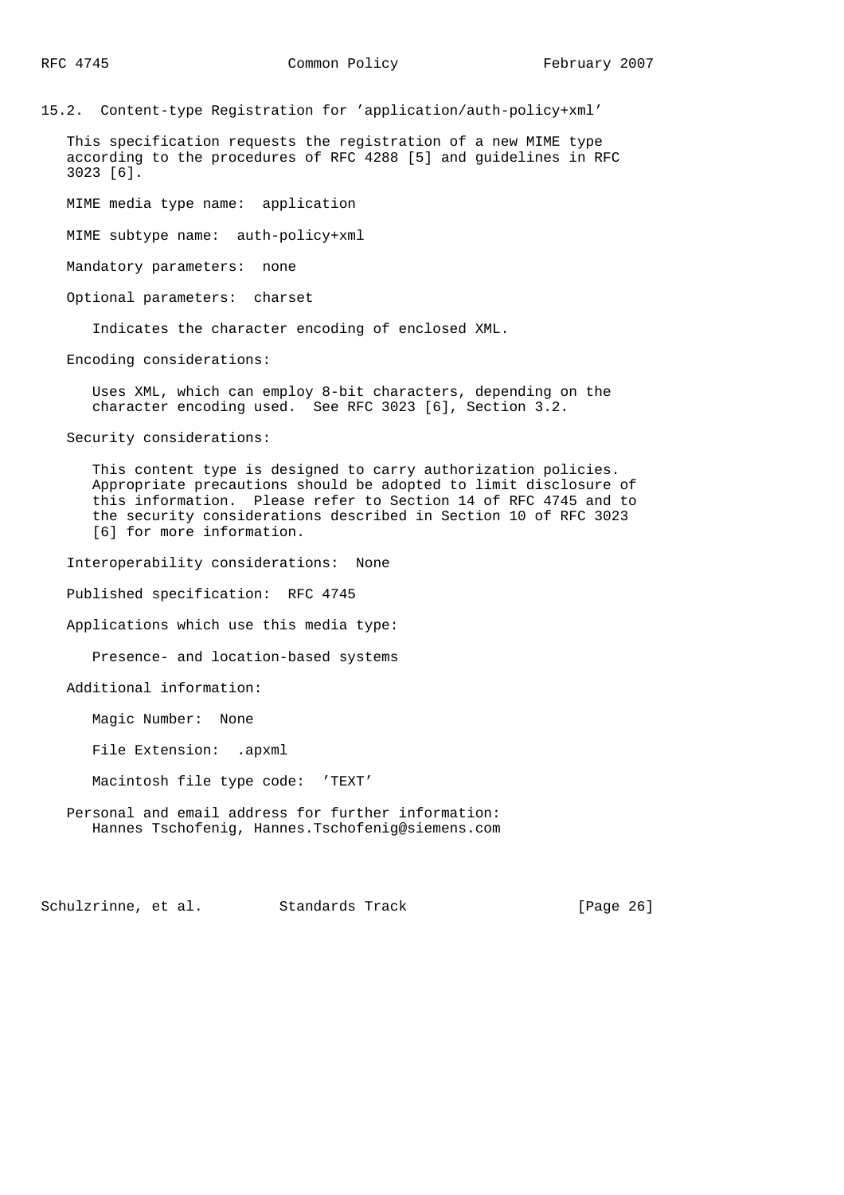### 15.2. Content-type Registration for 'application/auth-policy+xml'

This specification requests the registration of a new MIME type according to the procedures of RFC 4288 [5] and guidelines in RFC 3023 [6].

MIME media type name: application

MIME subtype name: auth-policy+xml

Mandatory parameters: none

Optional parameters: charset

Indicates the character encoding of enclosed XML.

Encoding considerations:

Uses XML, which can employ 8-bit characters, depending on the character encoding used. See RFC 3023 [6], Section 3.2.

Security considerations:

This content type is designed to carry authorization policies. Appropriate precautions should be adopted to limit disclosure of this information. Please refer to Section 14 of RFC 4745 and to the security considerations described in Section 10 of RFC 3023 [6] for more information.

Interoperability considerations: None

Published specification: RFC 4745

Applications which use this media type:

Presence- and location-based systems

Additional information:

Magic Number: None

File Extension: .apxml

Macintosh file type code: 'TEXT'

Personal and email address for further information:
Hannes Tschofenig, Hannes.Tschofenig@siemens.com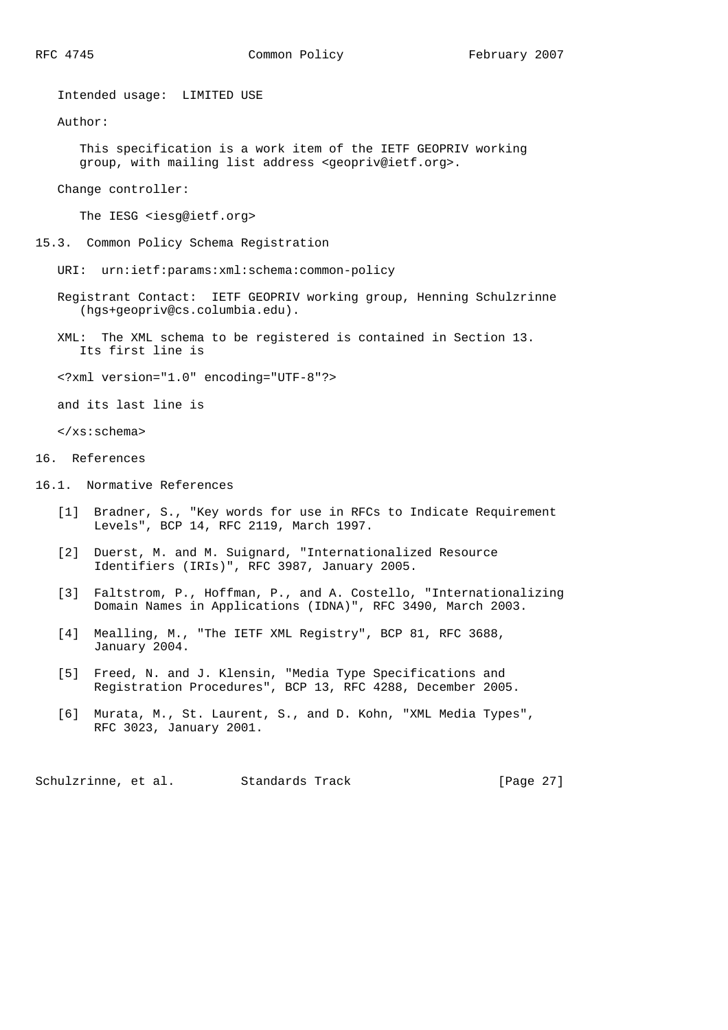Intended usage: LIMITED USE

Author:

This specification is a work item of the IETF GEOPRIV working group, with mailing list address <geopriv@ietf.org>.

Change controller:

The IESG <iesg@ietf.org>

### 15.3. Common Policy Schema Registration

URI: urn:ietf:params:xml:schema:common-policy

Registrant Contact: IETF GEOPRIV working group, Henning Schulzrinne (hgs+geopriv@cs.columbia.edu).

XML: The XML schema to be registered is contained in Section 13. Its first line is

```
<?xml version="1.0" encoding="UTF-8"?>
```

and its last line is

```
</xs:schema>
```

## 16. References

### 16.1. Normative References

[1] Bradner, S., "Key words for use in RFCs to Indicate Requirement Levels", BCP 14, RFC 2119, March 1997.

[2] Duerst, M. and M. Suignard, "Internationalized Resource Identifiers (IRIs)", RFC 3987, January 2005.

[3] Faltstrom, P., Hoffman, P., and A. Costello, "Internationalizing Domain Names in Applications (IDNA)", RFC 3490, March 2003.

[4] Mealling, M., "The IETF XML Registry", BCP 81, RFC 3688, January 2004.

[5] Freed, N. and J. Klensin, "Media Type Specifications and Registration Procedures", BCP 13, RFC 4288, December 2005.

[6] Murata, M., St. Laurent, S., and D. Kohn, "XML Media Types", RFC 3023, January 2001.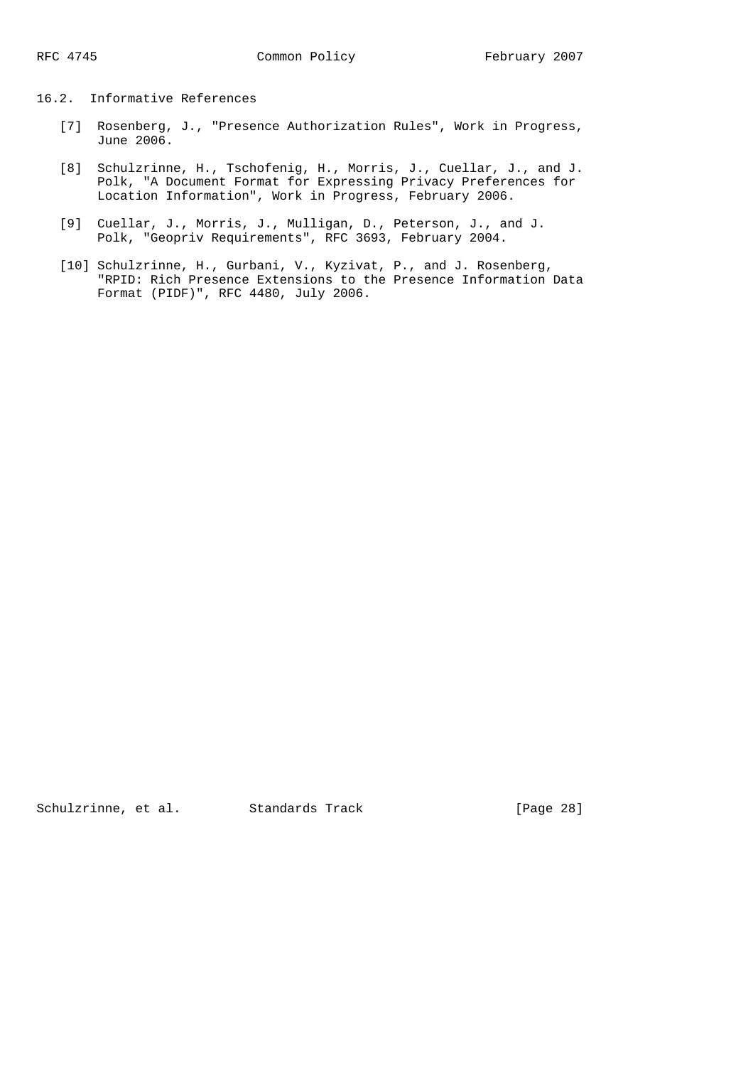## 16.2. Informative References

[7] Rosenberg, J., "Presence Authorization Rules", Work in Progress, June 2006.

[8] Schulzrinne, H., Tschofenig, H., Morris, J., Cuellar, J., and J. Polk, "A Document Format for Expressing Privacy Preferences for Location Information", Work in Progress, February 2006.

[9] Cuellar, J., Morris, J., Mulligan, D., Peterson, J., and J. Polk, "Geopriv Requirements", RFC 3693, February 2004.

[10] Schulzrinne, H., Gurbani, V., Kyzivat, P., and J. Rosenberg, "RPID: Rich Presence Extensions to the Presence Information Data Format (PIDF)", RFC 4480, July 2006.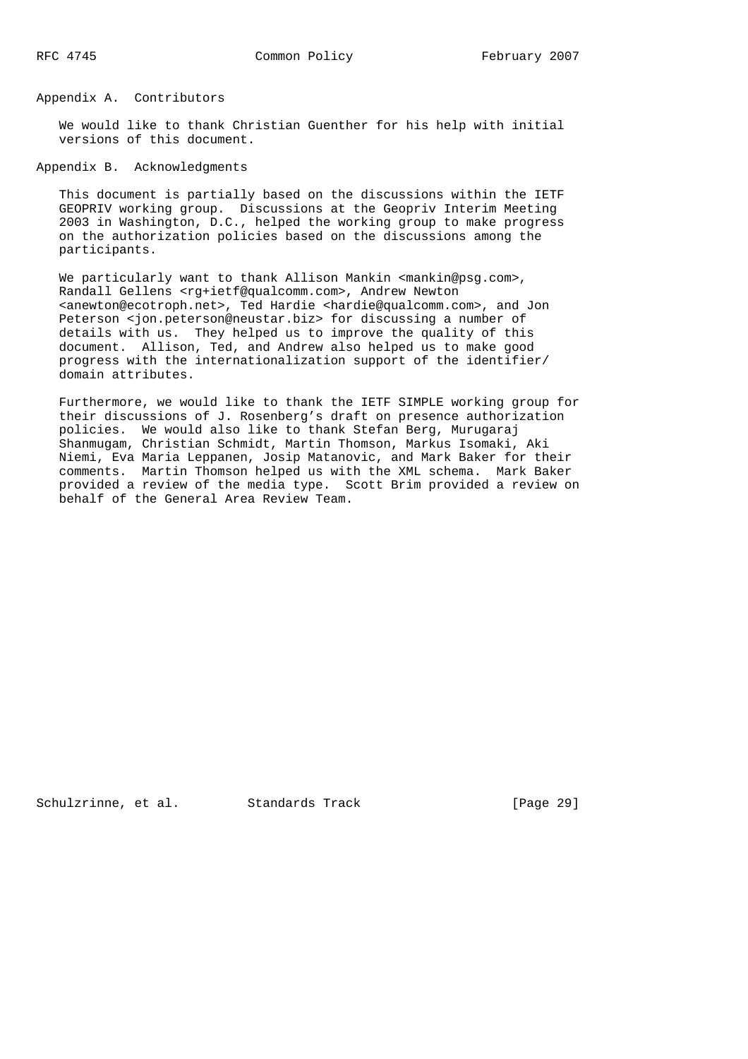## Appendix A. Contributors

We would like to thank Christian Guenther for his help with initial versions of this document.

## Appendix B. Acknowledgments

This document is partially based on the discussions within the IETF GEOPRIV working group. Discussions at the Geopriv Interim Meeting 2003 in Washington, D.C., helped the working group to make progress on the authorization policies based on the discussions among the participants.

We particularly want to thank Allison Mankin <mankin@psg.com>, Randall Gellens <rg+ietf@qualcomm.com>, Andrew Newton <anewton@ecotroph.net>, Ted Hardie <hardie@qualcomm.com>, and Jon Peterson <jon.peterson@neustar.biz> for discussing a number of details with us. They helped us to improve the quality of this document. Allison, Ted, and Andrew also helped us to make good progress with the internationalization support of the identifier/domain attributes.

Furthermore, we would like to thank the IETF SIMPLE working group for their discussions of J. Rosenberg's draft on presence authorization policies. We would also like to thank Stefan Berg, Murugaraj Shanmugam, Christian Schmidt, Martin Thomson, Markus Isomaki, Aki Niemi, Eva Maria Leppanen, Josip Matanovic, and Mark Baker for their comments. Martin Thomson helped us with the XML schema. Mark Baker provided a review of the media type. Scott Brim provided a review on behalf of the General Area Review Team.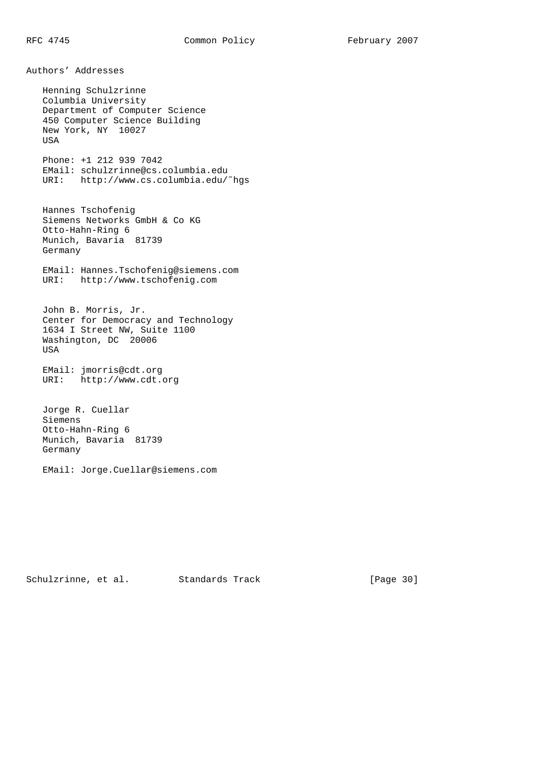## Authors' Addresses

Henning Schulzrinne
Columbia University
Department of Computer Science
450 Computer Science Building
New York, NY 10027
USA

Phone: +1 212 939 7042
EMail: schulzrinne@cs.columbia.edu
URI: http://www.cs.columbia.edu/~hgs

Hannes Tschofenig
Siemens Networks GmbH & Co KG
Otto-Hahn-Ring 6
Munich, Bavaria 81739
Germany

EMail: Hannes.Tschofenig@siemens.com
URI: http://www.tschofenig.com

John B. Morris, Jr.
Center for Democracy and Technology
1634 I Street NW, Suite 1100
Washington, DC 20006
USA

EMail: jmorris@cdt.org
URI: http://www.cdt.org

Jorge R. Cuellar
Siemens
Otto-Hahn-Ring 6
Munich, Bavaria 81739
Germany

EMail: Jorge.Cuellar@siemens.com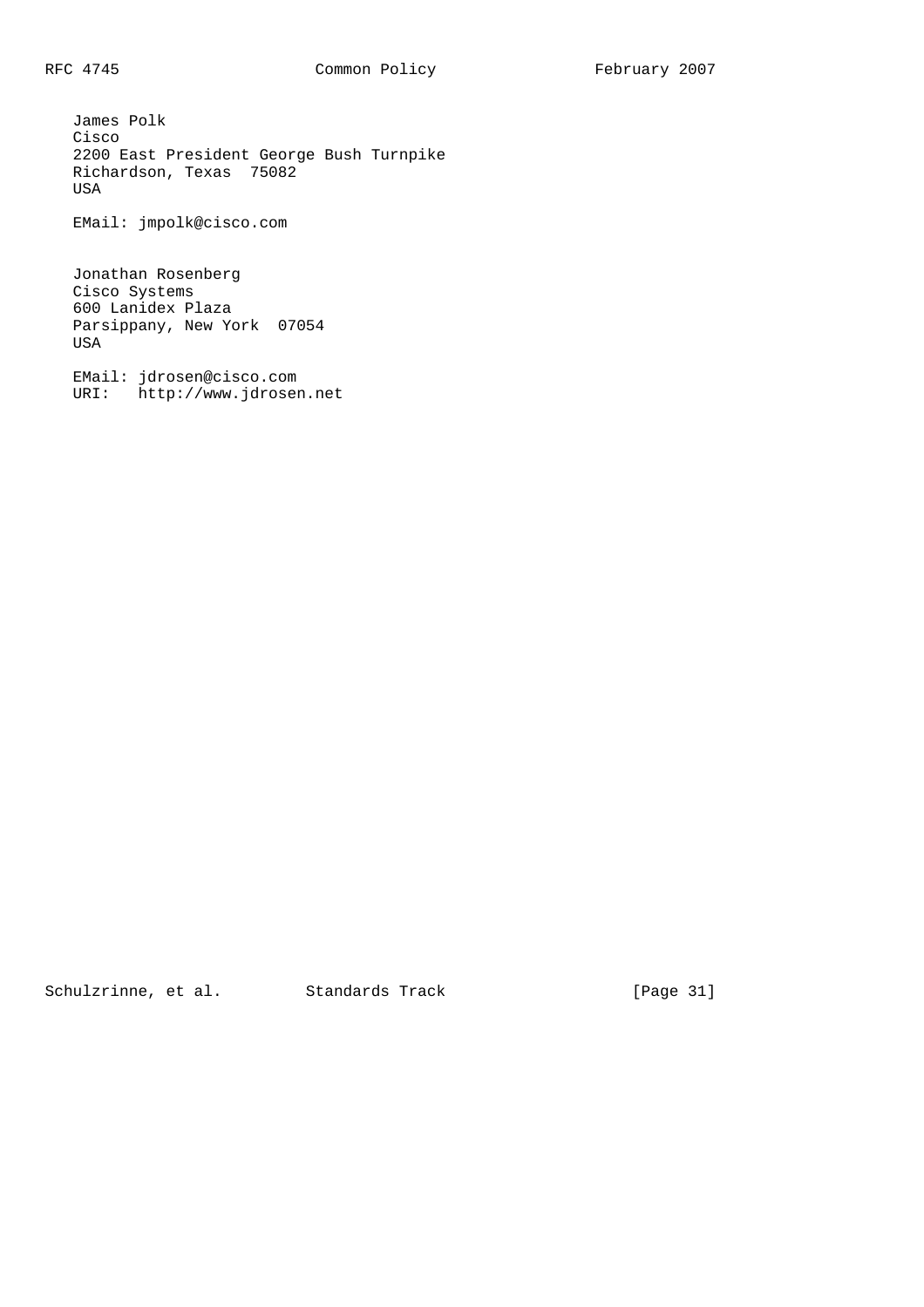James Polk
Cisco
2200 East President George Bush Turnpike
Richardson, Texas  75082
USA

EMail: jmpolk@cisco.com

Jonathan Rosenberg
Cisco Systems
600 Lanidex Plaza
Parsippany, New York  07054
USA

EMail: jdrosen@cisco.com
URI:   http://www.jdrosen.net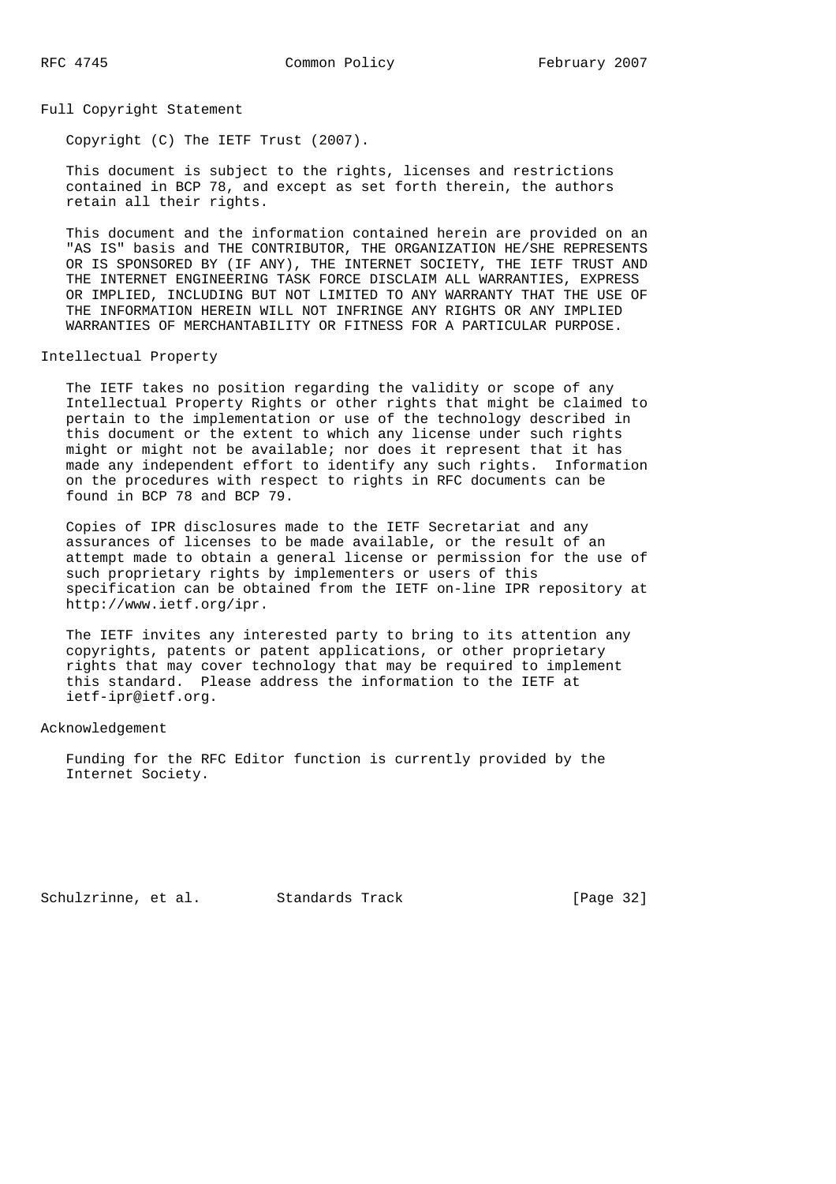## Full Copyright Statement

Copyright (C) The IETF Trust (2007).

This document is subject to the rights, licenses and restrictions contained in BCP 78, and except as set forth therein, the authors retain all their rights.

This document and the information contained herein are provided on an "AS IS" basis and THE CONTRIBUTOR, THE ORGANIZATION HE/SHE REPRESENTS OR IS SPONSORED BY (IF ANY), THE INTERNET SOCIETY, THE IETF TRUST AND THE INTERNET ENGINEERING TASK FORCE DISCLAIM ALL WARRANTIES, EXPRESS OR IMPLIED, INCLUDING BUT NOT LIMITED TO ANY WARRANTY THAT THE USE OF THE INFORMATION HEREIN WILL NOT INFRINGE ANY RIGHTS OR ANY IMPLIED WARRANTIES OF MERCHANTABILITY OR FITNESS FOR A PARTICULAR PURPOSE.

## Intellectual Property

The IETF takes no position regarding the validity or scope of any Intellectual Property Rights or other rights that might be claimed to pertain to the implementation or use of the technology described in this document or the extent to which any license under such rights might or might not be available; nor does it represent that it has made any independent effort to identify any such rights. Information on the procedures with respect to rights in RFC documents can be found in BCP 78 and BCP 79.

Copies of IPR disclosures made to the IETF Secretariat and any assurances of licenses to be made available, or the result of an attempt made to obtain a general license or permission for the use of such proprietary rights by implementers or users of this specification can be obtained from the IETF on-line IPR repository at http://www.ietf.org/ipr.

The IETF invites any interested party to bring to its attention any copyrights, patents or patent applications, or other proprietary rights that may cover technology that may be required to implement this standard. Please address the information to the IETF at ietf-ipr@ietf.org.

## Acknowledgement

Funding for the RFC Editor function is currently provided by the Internet Society.